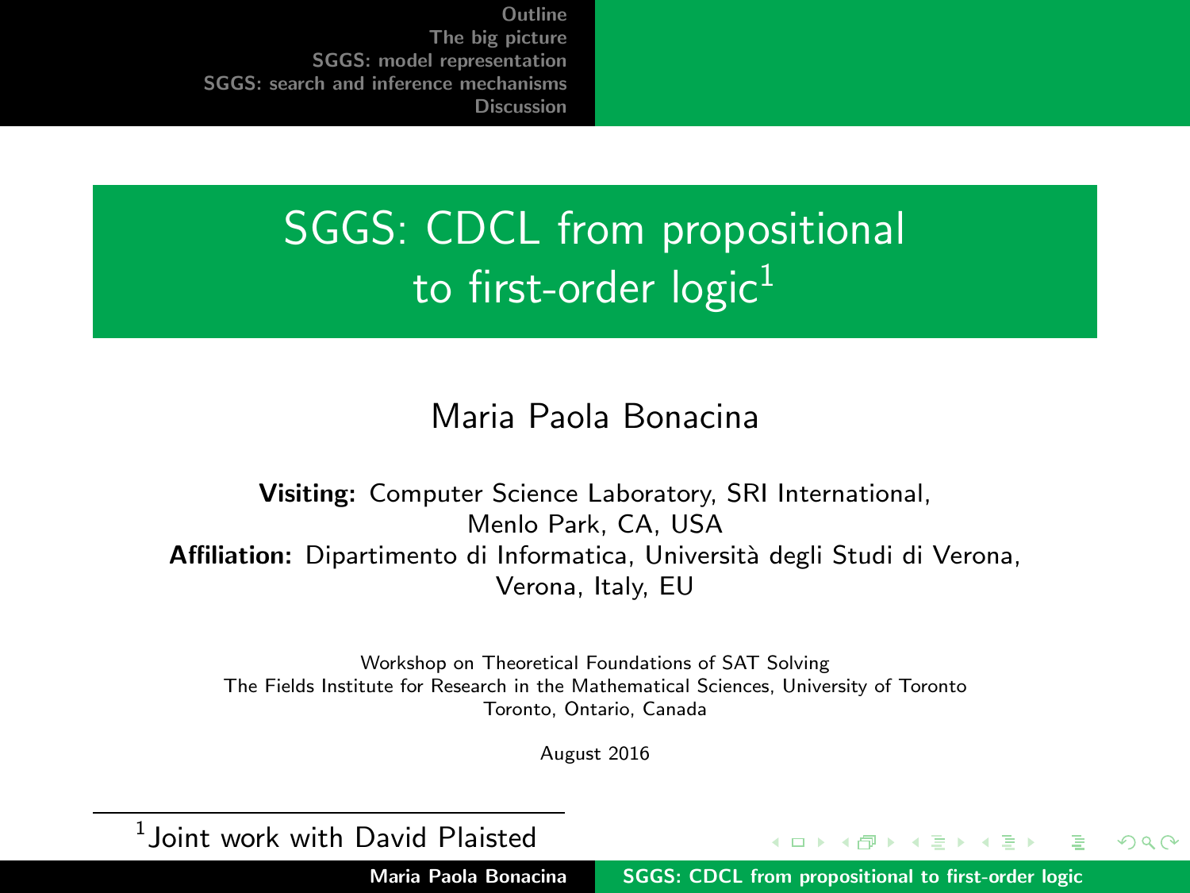# SGGS: CDCL from propositional to first-order logic[1]

Maria Paola Bonacina

**Visiting:** Computer Science Laboratory, SRI International, Menlo Park, CA, USA
**Affiliation:** Dipartimento di Informatica, Università degli Studi di Verona, Verona, Italy, EU

Workshop on Theoretical Foundations of SAT Solving
The Fields Institute for Research in the Mathematical Sciences, University of Toronto
Toronto, Ontario, Canada

August 2016

[1] Joint work with David Plaisted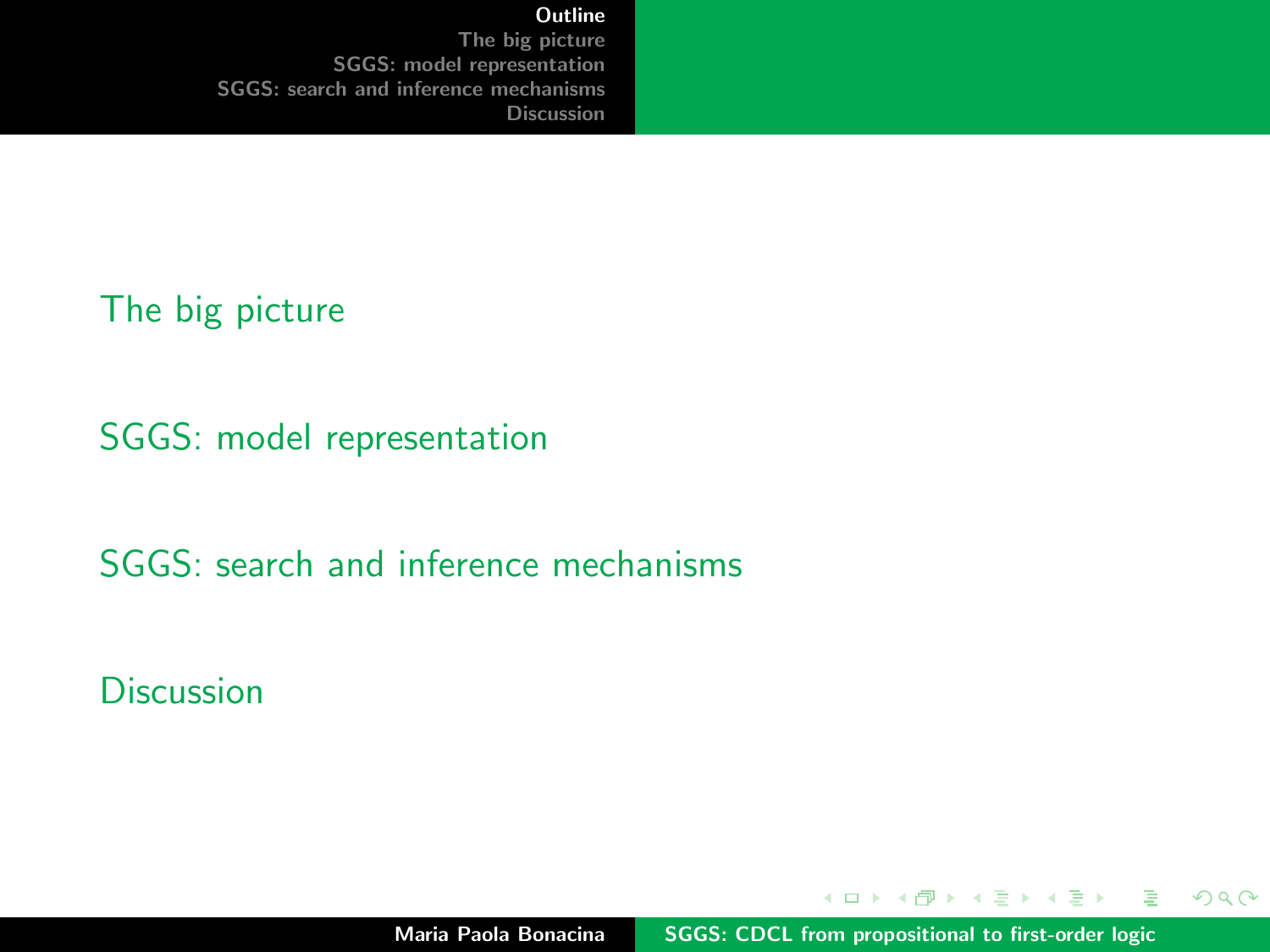# Outline

- The big picture
- SGGS: model representation
- SGGS: search and inference mechanisms
- Discussion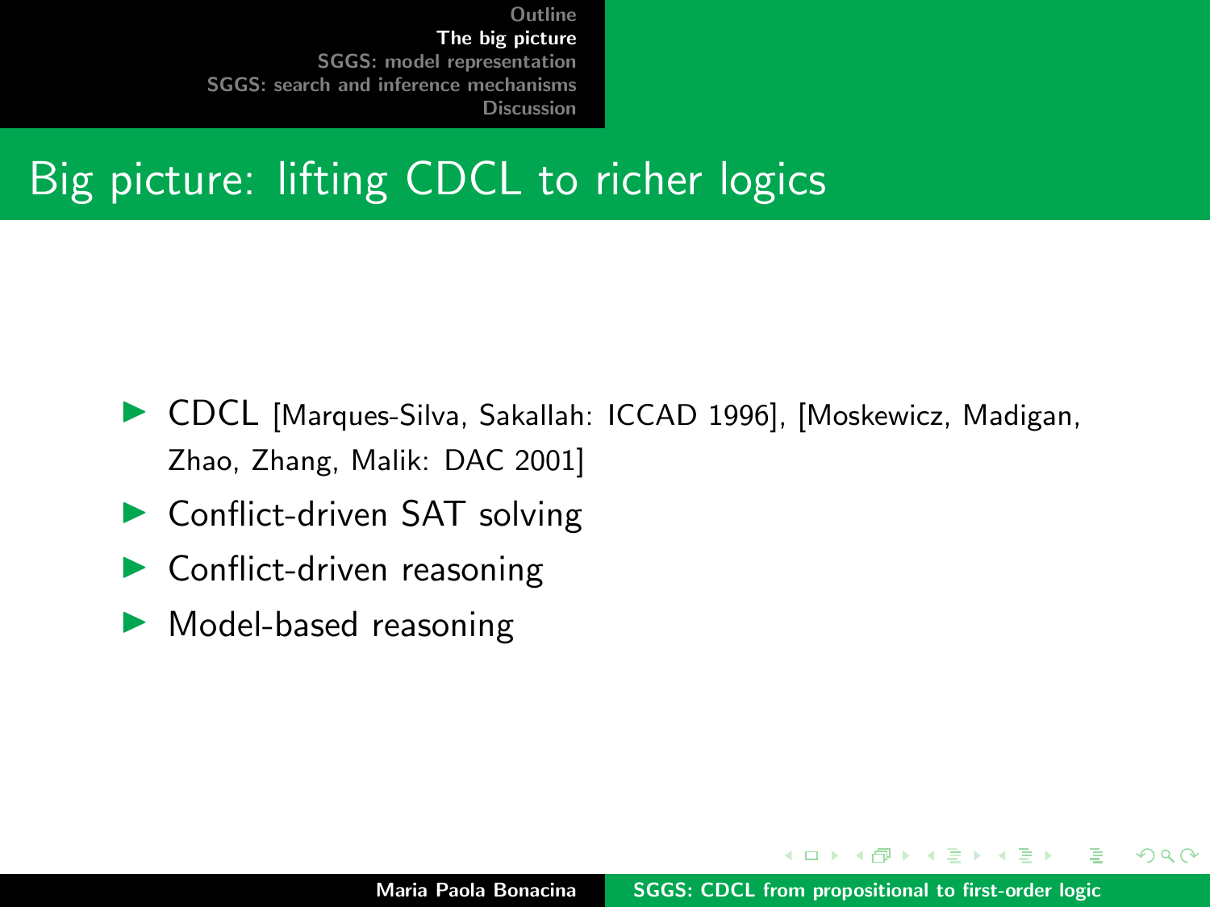# Big picture: lifting CDCL to richer logics

- CDCL [Marques-Silva, Sakallah: ICCAD 1996], [Moskewicz, Madigan, Zhao, Zhang, Malik: DAC 2001]
- Conflict-driven SAT solving
- Conflict-driven reasoning
- Model-based reasoning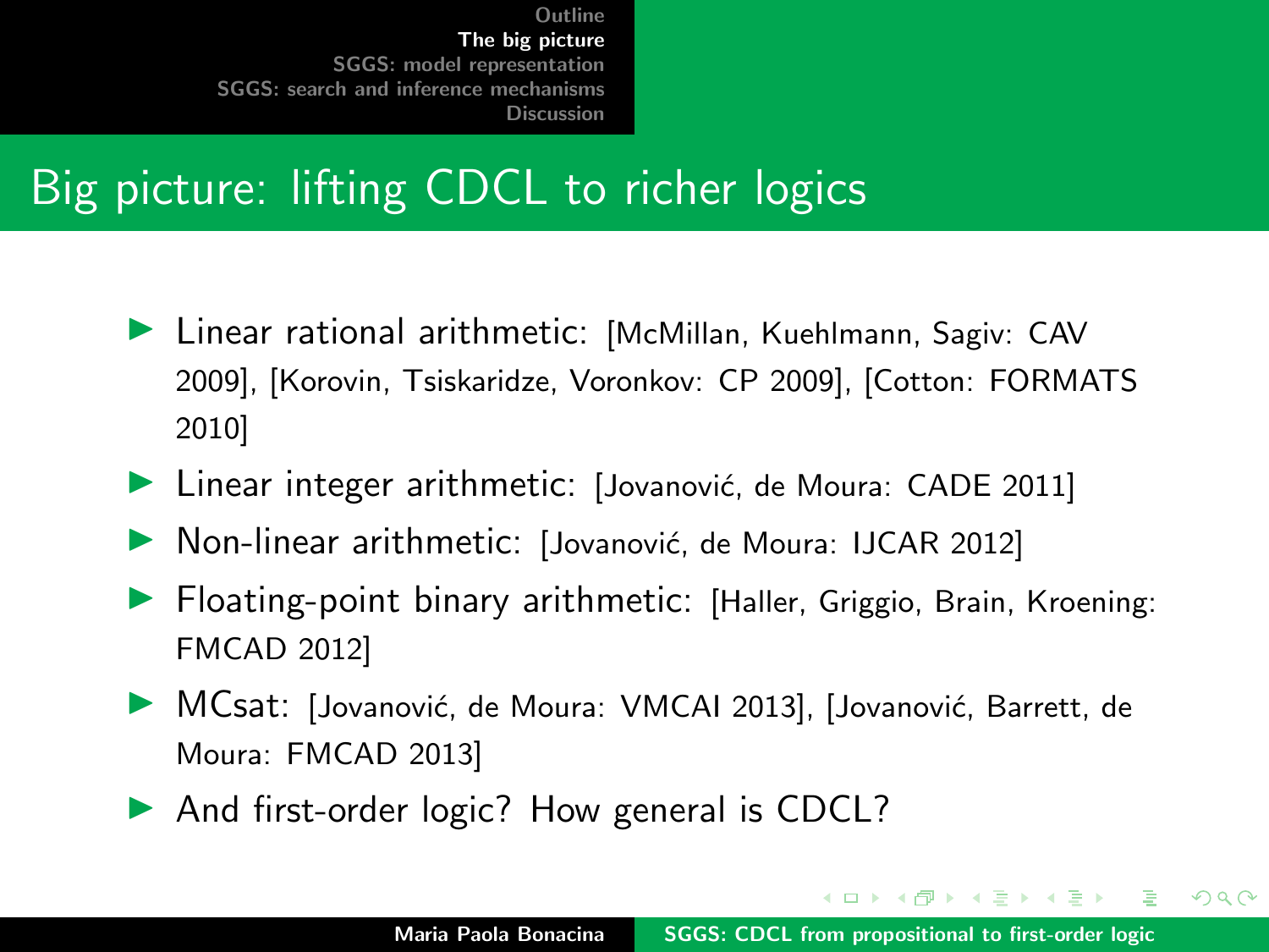# Big picture: lifting CDCL to richer logics

- Linear rational arithmetic: [McMillan, Kuehlmann, Sagiv: CAV 2009], [Korovin, Tsiskaridze, Voronkov: CP 2009], [Cotton: FORMATS 2010]
- Linear integer arithmetic: [Jovanović, de Moura: CADE 2011]
- Non-linear arithmetic: [Jovanović, de Moura: IJCAR 2012]
- Floating-point binary arithmetic: [Haller, Griggio, Brain, Kroening: FMCAD 2012]
- MCsat: [Jovanović, de Moura: VMCAI 2013], [Jovanović, Barrett, de Moura: FMCAD 2013]
- And first-order logic? How general is CDCL?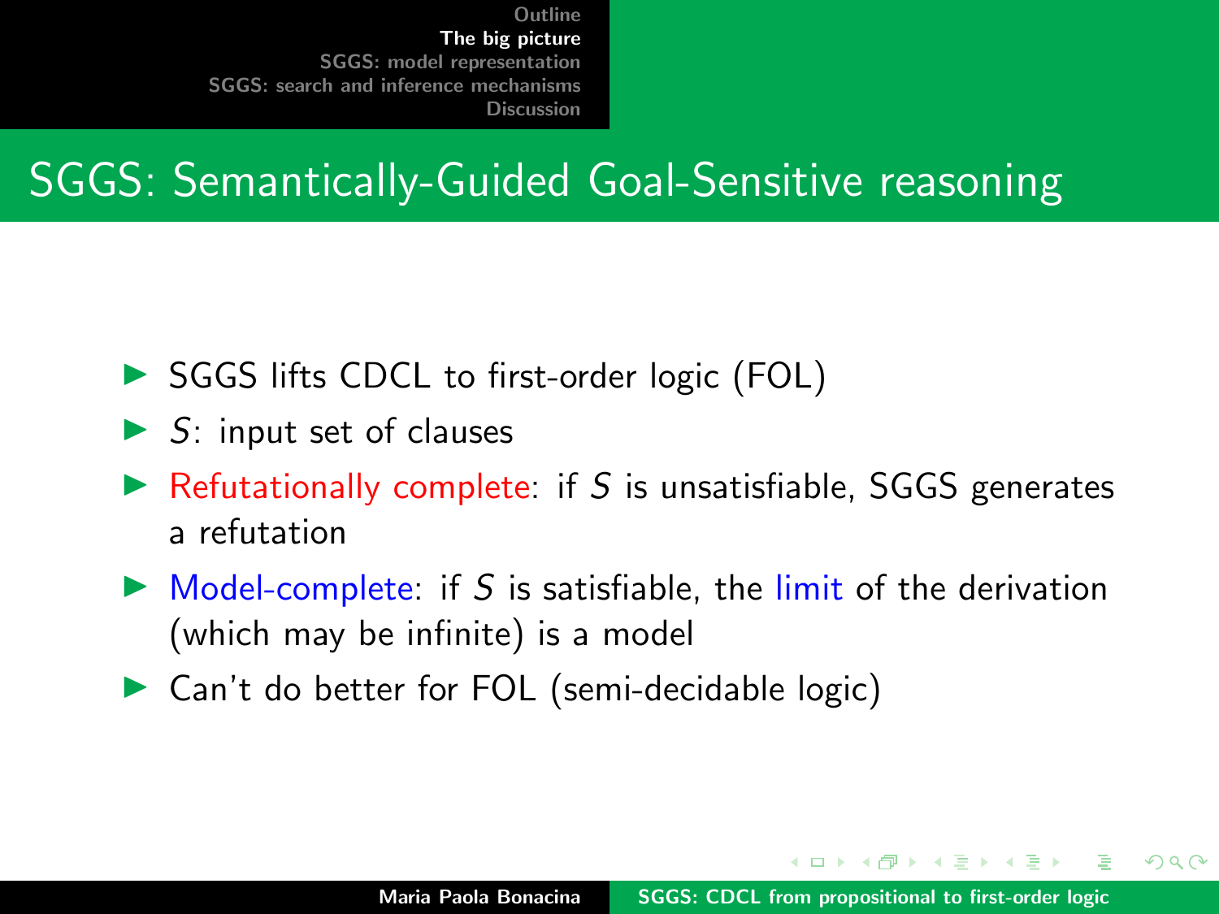# SGGS: Semantically-Guided Goal-Sensitive reasoning

- SGGS lifts CDCL to first-order logic (FOL)
- $S$: input set of clauses
- Refutationally complete: if $S$ is unsatisfiable, SGGS generates a refutation
- Model-complete: if $S$ is satisfiable, the limit of the derivation (which may be infinite) is a model
- Can't do better for FOL (semi-decidable logic)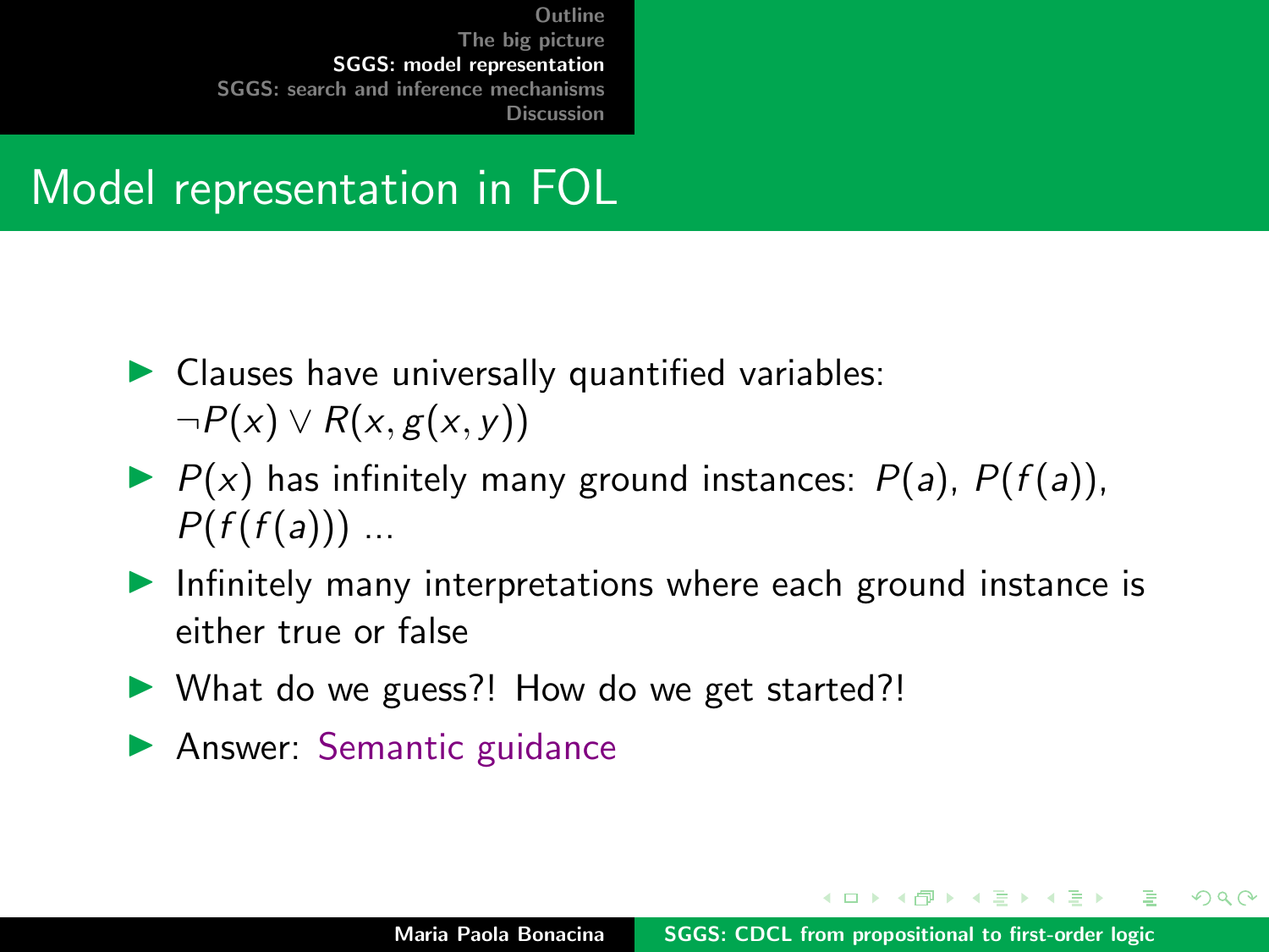# Model representation in FOL

- Clauses have universally quantified variables: $\neg P(x) \vee R(x, g(x, y))$
- $P(x)$ has infinitely many ground instances: $P(a)$, $P(f(a))$, $P(f(f(a)))$ ...
- Infinitely many interpretations where each ground instance is either true or false
- What do we guess?! How do we get started?!
- Answer: Semantic guidance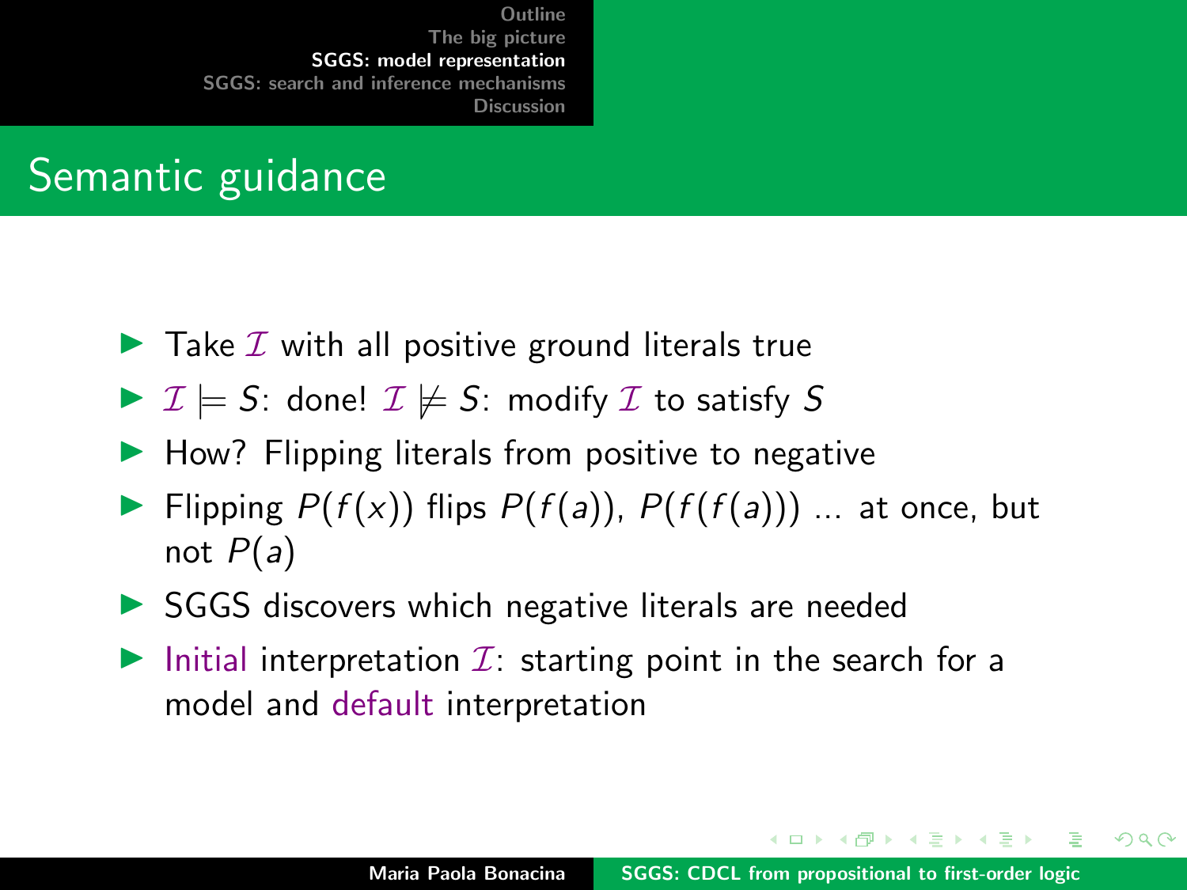## Semantic guidance

- Take $\mathcal{I}$ with all positive ground literals true
- $\mathcal{I} \models S$: done! $\mathcal{I} \not\models S$: modify $\mathcal{I}$ to satisfy $S$
- How? Flipping literals from positive to negative
- Flipping $P(f(x))$ flips $P(f(a))$, $P(f(f(a)))$ ... at once, but not $P(a)$
- SGGS discovers which negative literals are needed
- Initial interpretation $\mathcal{I}$: starting point in the search for a model and default interpretation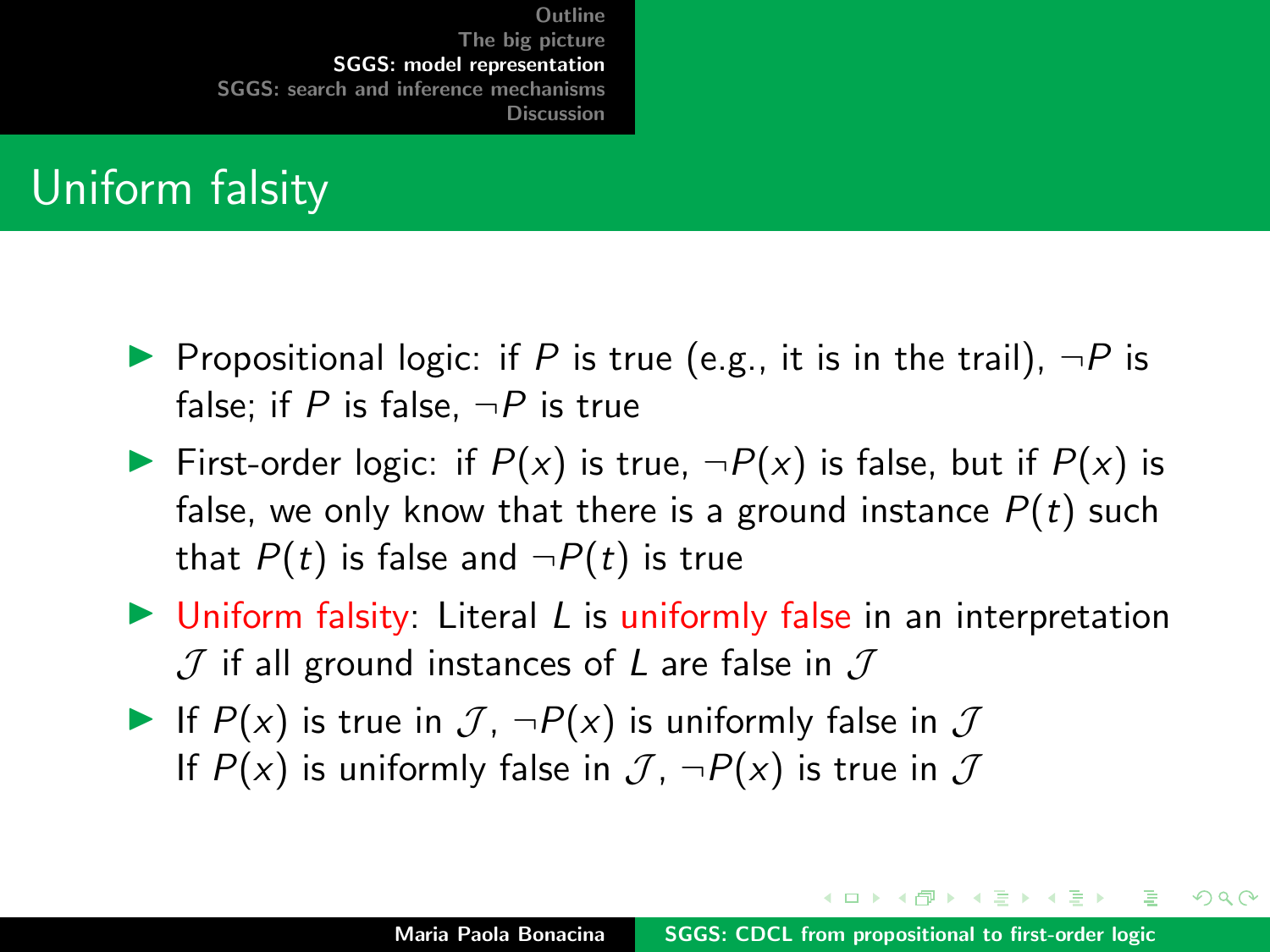# Uniform falsity

- Propositional logic: if $P$ is true (e.g., it is in the trail), $\neg P$ is false; if $P$ is false, $\neg P$ is true
- First-order logic: if $P(x)$ is true, $\neg P(x)$ is false, but if $P(x)$ is false, we only know that there is a ground instance $P(t)$ such that $P(t)$ is false and $\neg P(t)$ is true
- Uniform falsity: Literal $L$ is uniformly false in an interpretation $\mathcal{J}$ if all ground instances of $L$ are false in $\mathcal{J}$
- If $P(x)$ is true in $\mathcal{J}$, $\neg P(x)$ is uniformly false in $\mathcal{J}$
  If $P(x)$ is uniformly false in $\mathcal{J}$, $\neg P(x)$ is true in $\mathcal{J}$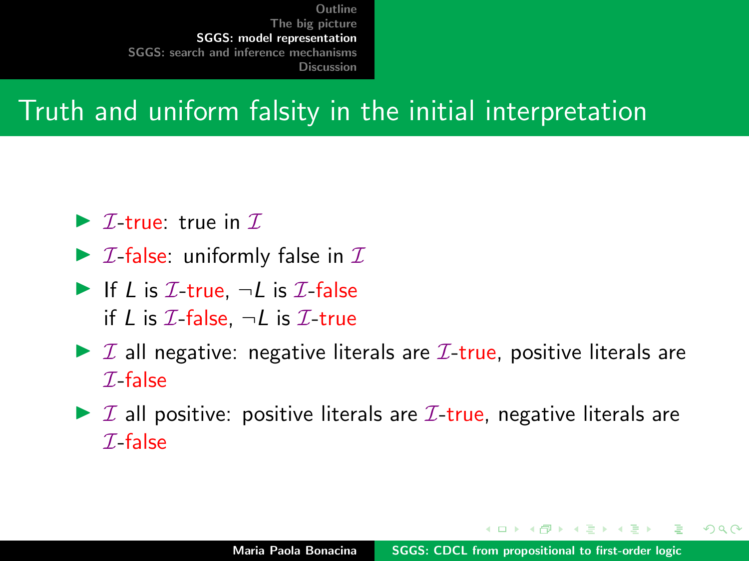# Truth and uniform falsity in the initial interpretation

- $\mathcal{I}$-true: true in $\mathcal{I}$
- $\mathcal{I}$-false: uniformly false in $\mathcal{I}$
- If $L$ is $\mathcal{I}$-true, $\neg L$ is $\mathcal{I}$-false
  if $L$ is $\mathcal{I}$-false, $\neg L$ is $\mathcal{I}$-true
- $\mathcal{I}$ all negative: negative literals are $\mathcal{I}$-true, positive literals are $\mathcal{I}$-false
- $\mathcal{I}$ all positive: positive literals are $\mathcal{I}$-true, negative literals are $\mathcal{I}$-false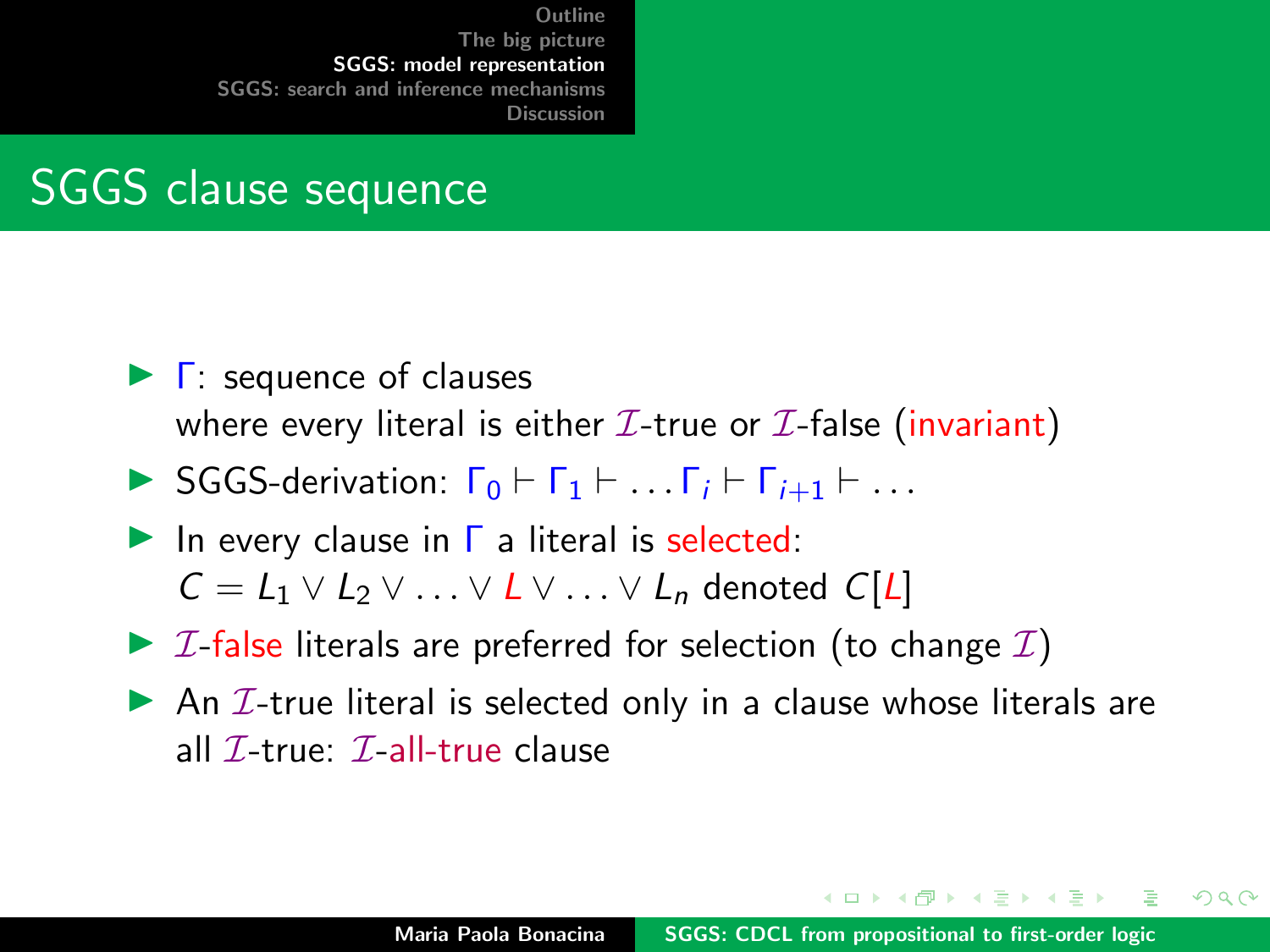# SGGS clause sequence

- $\Gamma$: sequence of clauses  
  where every literal is either $\mathcal{I}$-true or $\mathcal{I}$-false (invariant)
- SGGS-derivation: $\Gamma_0 \vdash \Gamma_1 \vdash \ldots \Gamma_i \vdash \Gamma_{i+1} \vdash \ldots$
- In every clause in $\Gamma$ a literal is selected:  
  $C = L_1 \vee L_2 \vee \ldots \vee L \vee \ldots \vee L_n$ denoted $C[L]$
- $\mathcal{I}$-false literals are preferred for selection (to change $\mathcal{I}$)
- An $\mathcal{I}$-true literal is selected only in a clause whose literals are all $\mathcal{I}$-true: $\mathcal{I}$-all-true clause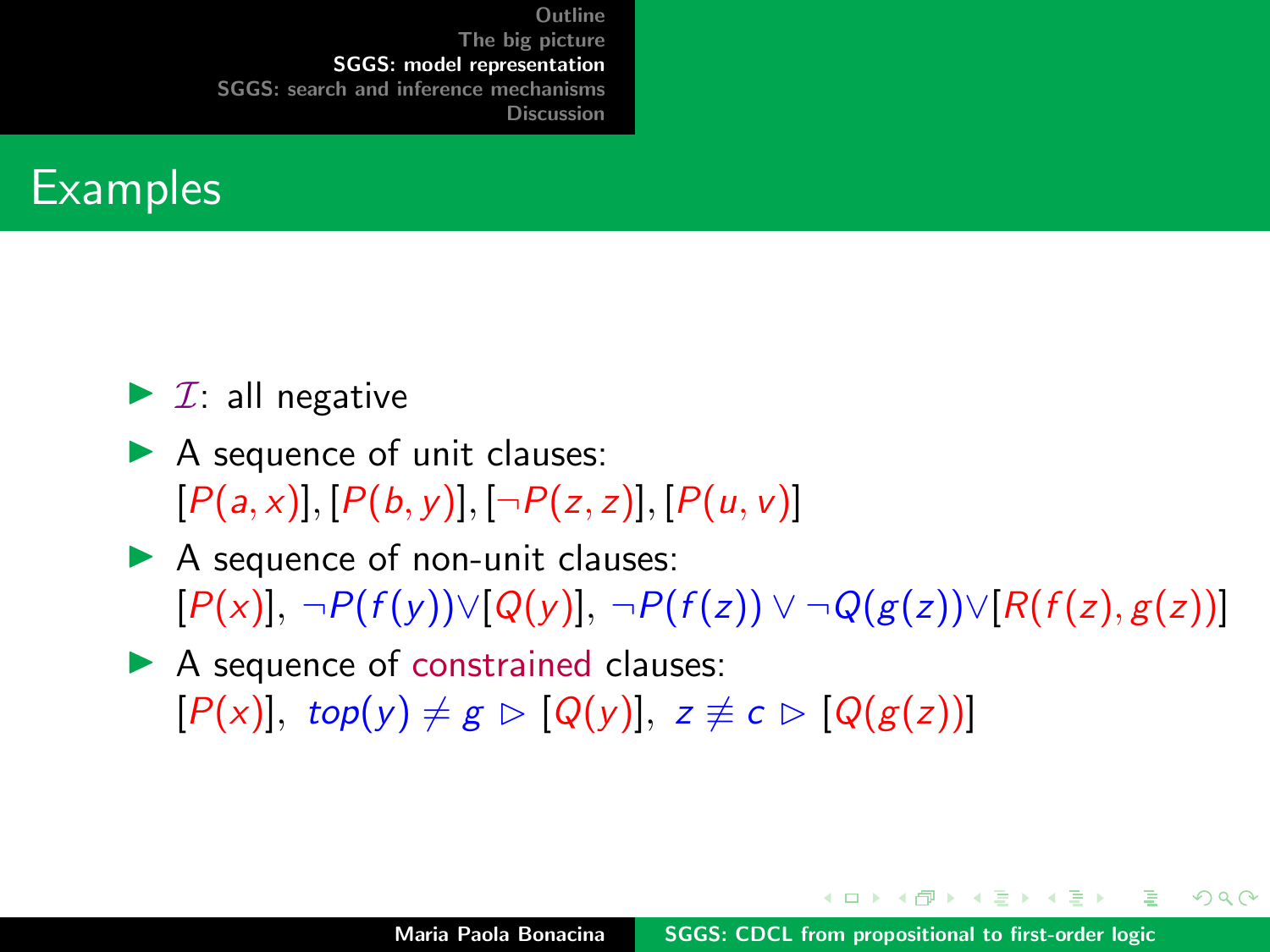## Examples

- $\mathcal{I}$: all negative
- A sequence of unit clauses:
  $[P(a,x)], [P(b,y)], [\neg P(z,z)], [P(u,v)]$
- A sequence of non-unit clauses:
  $[P(x)],\ \neg P(f(y)) \vee [Q(y)],\ \neg P(f(z)) \vee \neg Q(g(z)) \vee [R(f(z),g(z))]$
- A sequence of constrained clauses:
  $[P(x)],\ top(y) \neq g \rhd [Q(y)],\ z \not\equiv c \rhd [Q(g(z))]$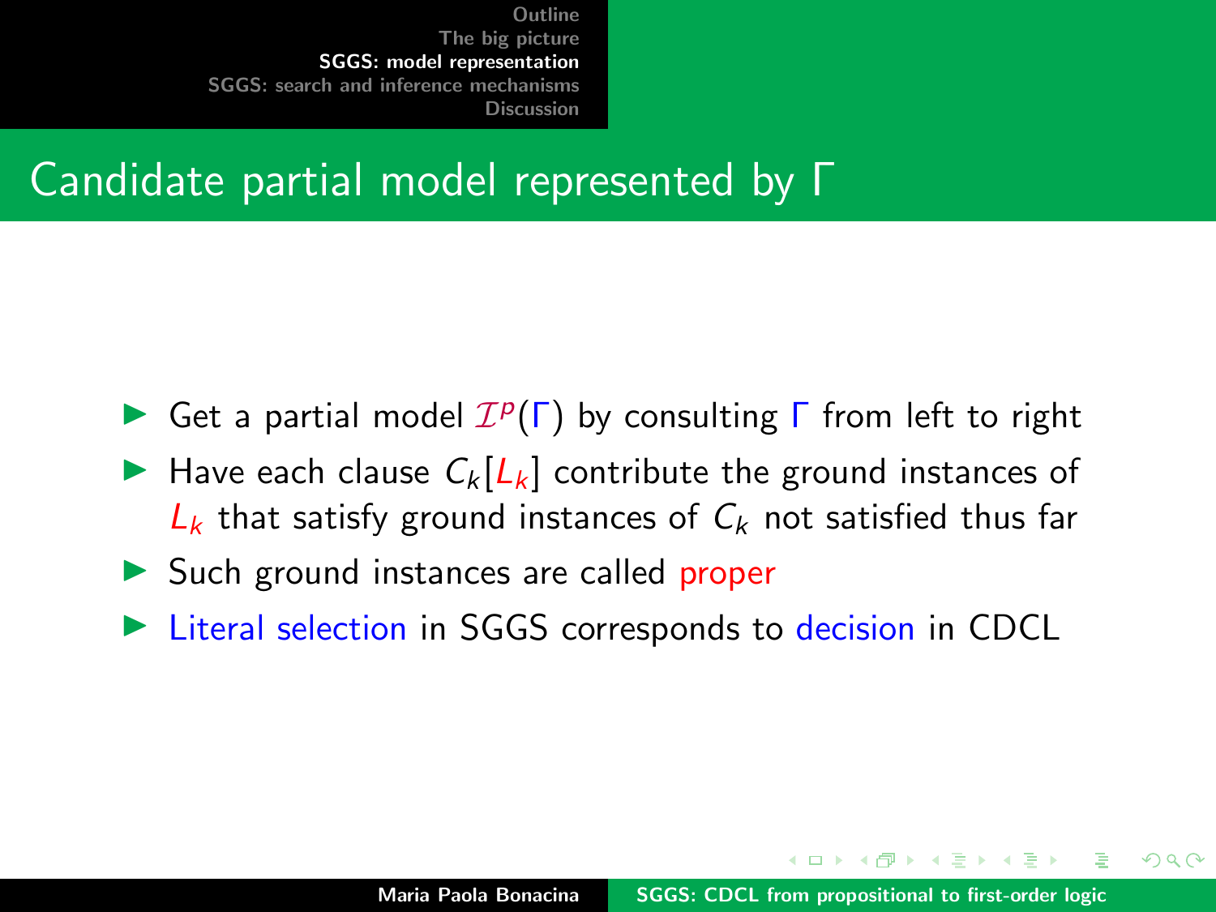# Candidate partial model represented by $\Gamma$

- Get a partial model $\mathcal{I}^p(\Gamma)$ by consulting $\Gamma$ from left to right
- Have each clause $C_k[L_k]$ contribute the ground instances of $L_k$ that satisfy ground instances of $C_k$ not satisfied thus far
- Such ground instances are called proper
- Literal selection in SGGS corresponds to decision in CDCL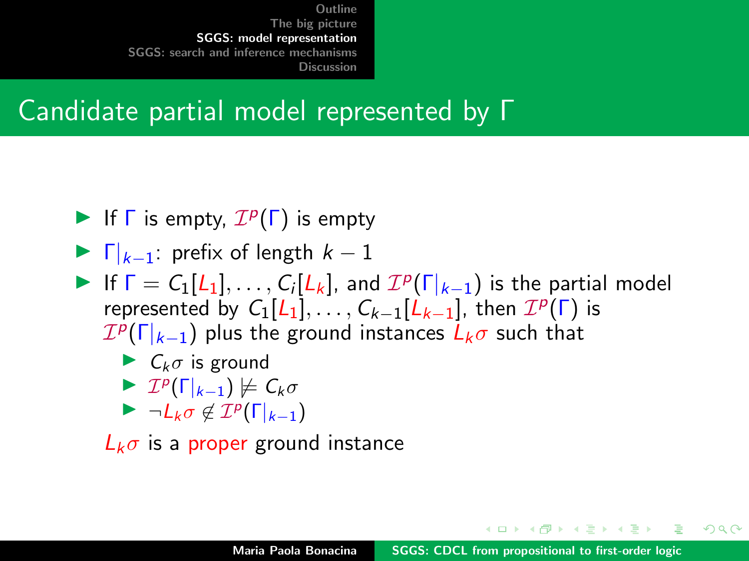# Candidate partial model represented by $\Gamma$

- If $\Gamma$ is empty, $\mathcal{I}^p(\Gamma)$ is empty
- $\Gamma|_{k-1}$: prefix of length $k-1$
- If $\Gamma = C_1[L_1], \ldots, C_i[L_k]$, and $\mathcal{I}^p(\Gamma|_{k-1})$ is the partial model represented by $C_1[L_1], \ldots, C_{k-1}[L_{k-1}]$, then $\mathcal{I}^p(\Gamma)$ is $\mathcal{I}^p(\Gamma|_{k-1})$ plus the ground instances $L_k\sigma$ such that
  - $C_k\sigma$ is ground
  - $\mathcal{I}^p(\Gamma|_{k-1}) \not\models C_k\sigma$
  - $\neg L_k\sigma \notin \mathcal{I}^p(\Gamma|_{k-1})$

  $L_k\sigma$ is a proper ground instance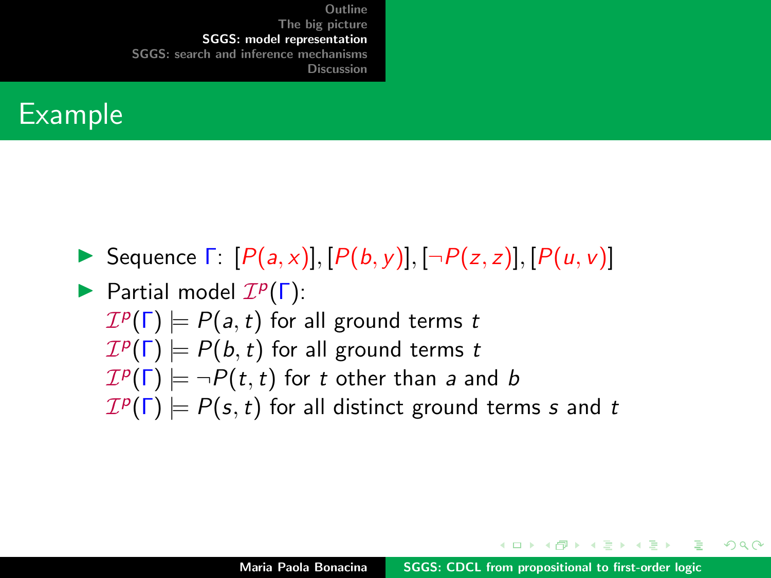# Example

- Sequence $\Gamma$: $[P(a,x)], [P(b,y)], [\neg P(z,z)], [P(u,v)]$
- Partial model $\mathcal{I}^p(\Gamma)$:
  $\mathcal{I}^p(\Gamma) \models P(a,t)$ for all ground terms $t$
  $\mathcal{I}^p(\Gamma) \models P(b,t)$ for all ground terms $t$
  $\mathcal{I}^p(\Gamma) \models \neg P(t,t)$ for $t$ other than $a$ and $b$
  $\mathcal{I}^p(\Gamma) \models P(s,t)$ for all distinct ground terms $s$ and $t$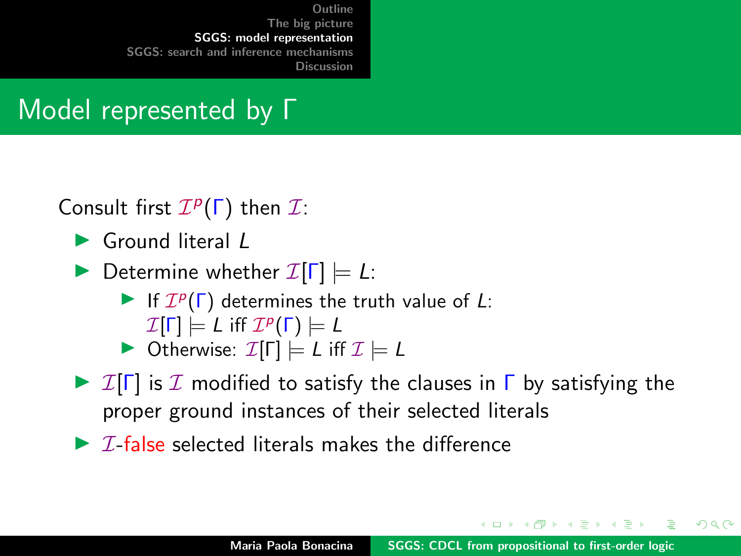# Model represented by $\Gamma$

Consult first $\mathcal{I}^p(\Gamma)$ then $\mathcal{I}$:

- Ground literal $L$
- Determine whether $\mathcal{I}[\Gamma] \models L$:
  - If $\mathcal{I}^p(\Gamma)$ determines the truth value of $L$: $\mathcal{I}[\Gamma] \models L$ iff $\mathcal{I}^p(\Gamma) \models L$
  - Otherwise: $\mathcal{I}[\Gamma] \models L$ iff $\mathcal{I} \models L$
- $\mathcal{I}[\Gamma]$ is $\mathcal{I}$ modified to satisfy the clauses in $\Gamma$ by satisfying the proper ground instances of their selected literals
- $\mathcal{I}$-false selected literals makes the difference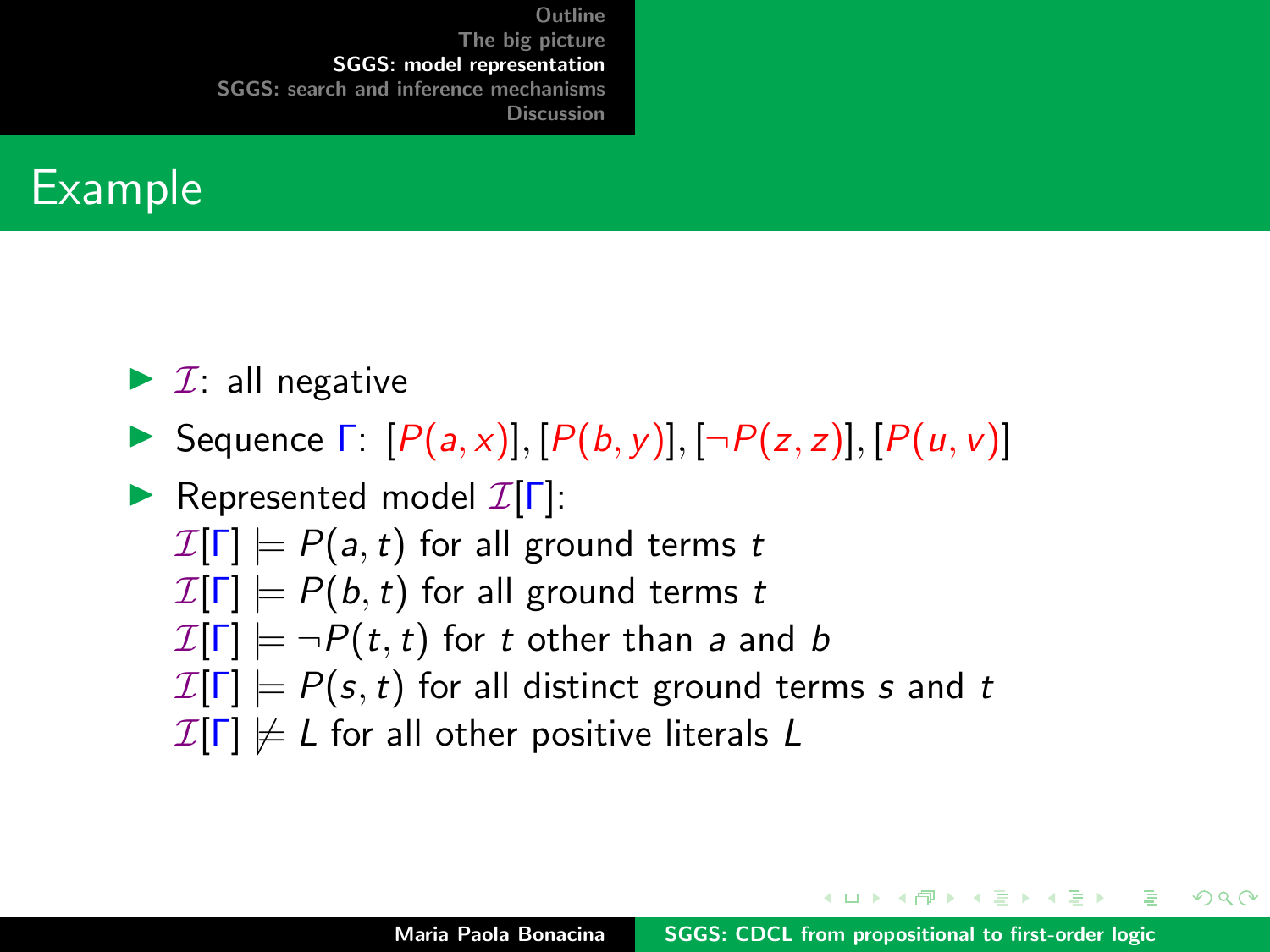## Example

- $\mathcal{I}$: all negative
- Sequence $\Gamma$: $[P(a,x)], [P(b,y)], [\neg P(z,z)], [P(u,v)]$
- Represented model $\mathcal{I}[\Gamma]$:
  $\mathcal{I}[\Gamma] \models P(a,t)$ for all ground terms $t$
  $\mathcal{I}[\Gamma] \models P(b,t)$ for all ground terms $t$
  $\mathcal{I}[\Gamma] \models \neg P(t,t)$ for $t$ other than $a$ and $b$
  $\mathcal{I}[\Gamma] \models P(s,t)$ for all distinct ground terms $s$ and $t$
  $\mathcal{I}[\Gamma] \not\models L$ for all other positive literals $L$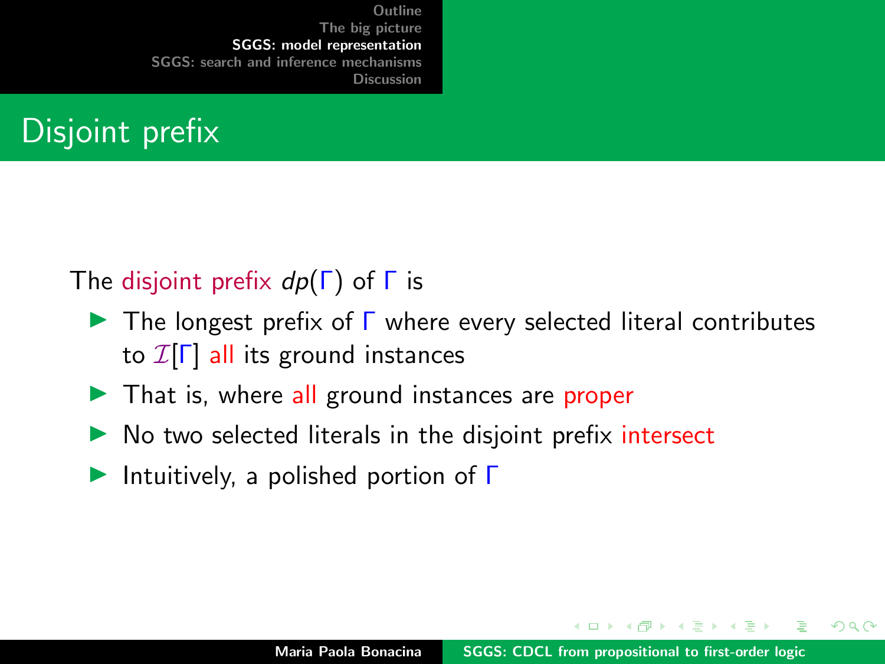# Disjoint prefix

The disjoint prefix $dp(\Gamma)$ of $\Gamma$ is

- The longest prefix of $\Gamma$ where every selected literal contributes to $\mathcal{I}[\Gamma]$ all its ground instances
- That is, where all ground instances are proper
- No two selected literals in the disjoint prefix intersect
- Intuitively, a polished portion of $\Gamma$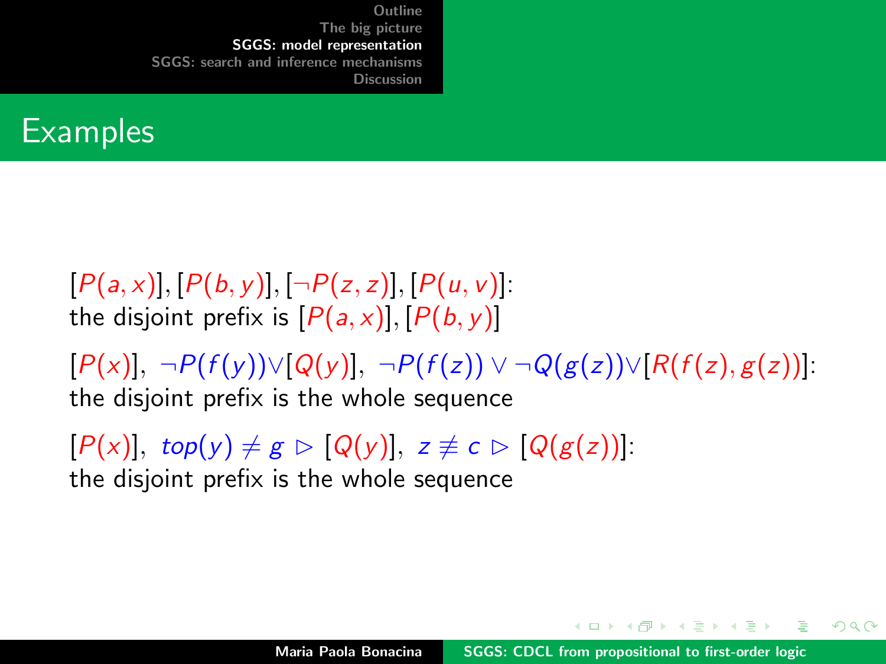# Examples

$[P(a,x)], [P(b,y)], [\neg P(z,z)], [P(u,v)]$:
the disjoint prefix is $[P(a,x)], [P(b,y)]$

$[P(x)],\ \neg P(f(y)) \vee [Q(y)],\ \neg P(f(z)) \vee \neg Q(g(z)) \vee [R(f(z), g(z))]$:
the disjoint prefix is the whole sequence

$[P(x)],\ top(y) \neq g \rhd [Q(y)],\ z \not\equiv c \rhd [Q(g(z))]$:
the disjoint prefix is the whole sequence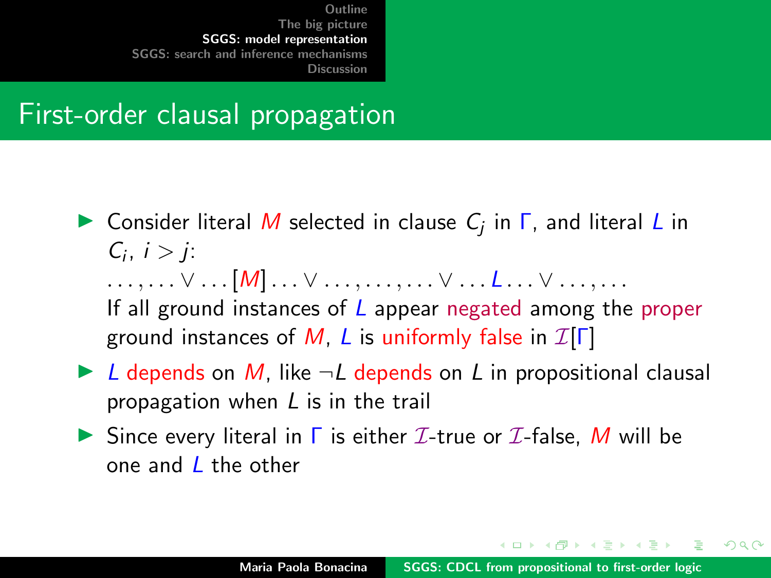## First-order clausal propagation

- Consider literal $M$ selected in clause $C_j$ in $\Gamma$, and literal $L$ in $C_i$, $i > j$:
  $\ldots, \ldots \vee \ldots [M] \ldots \vee \ldots, \ldots, \ldots \vee \ldots L \ldots \vee \ldots, \ldots$
  If all ground instances of $L$ appear negated among the proper ground instances of $M$, $L$ is uniformly false in $\mathcal{I}[\Gamma]$
- $L$ depends on $M$, like $\neg L$ depends on $L$ in propositional clausal propagation when $L$ is in the trail
- Since every literal in $\Gamma$ is either $\mathcal{I}$-true or $\mathcal{I}$-false, $M$ will be one and $L$ the other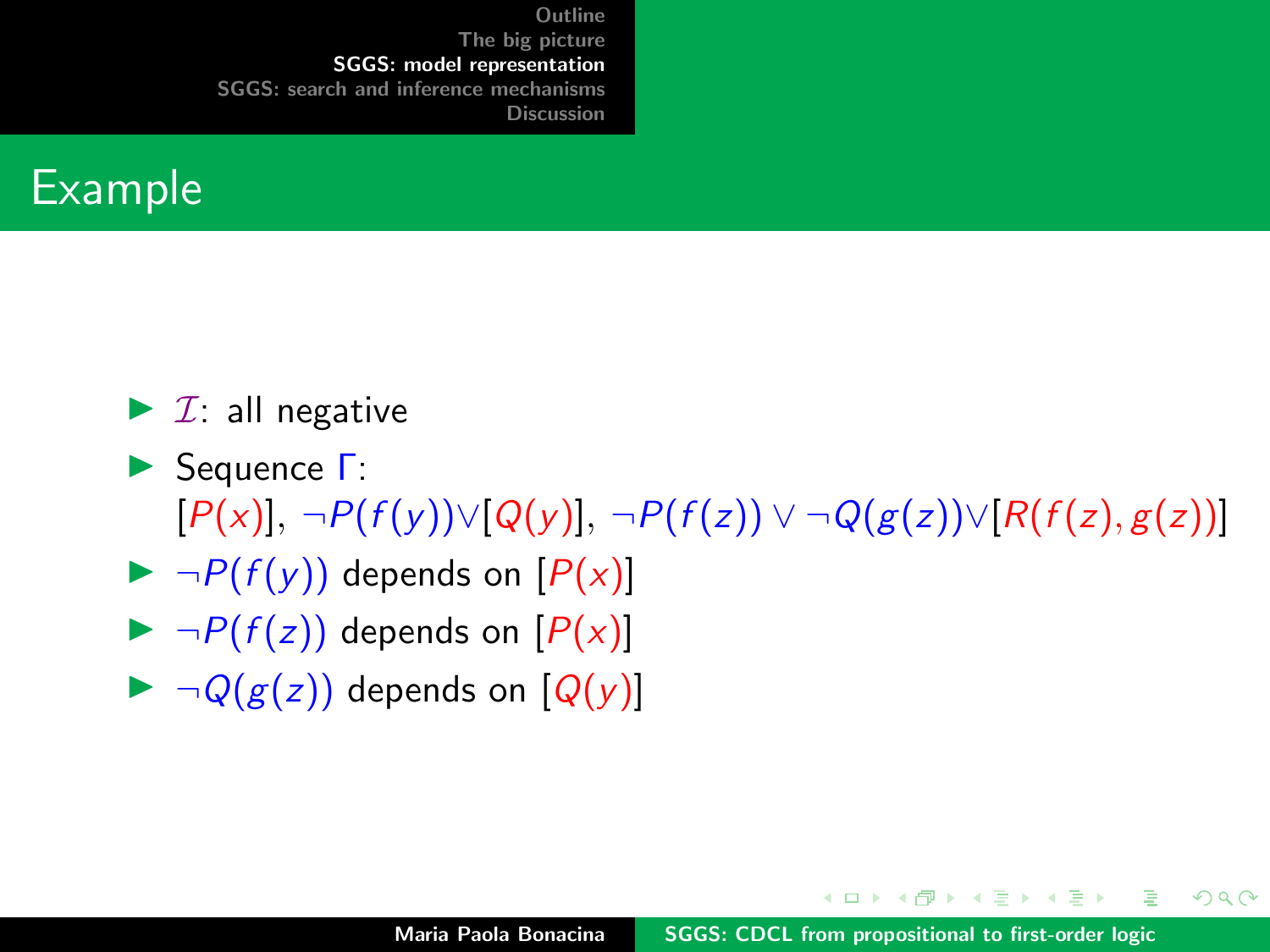# Example

- $\mathcal{I}$: all negative
- Sequence $\Gamma$:
  $[P(x)]$, $\neg P(f(y)) \vee [Q(y)]$, $\neg P(f(z)) \vee \neg Q(g(z)) \vee [R(f(z), g(z))]$
- $\neg P(f(y))$ depends on $[P(x)]$
- $\neg P(f(z))$ depends on $[P(x)]$
- $\neg Q(g(z))$ depends on $[Q(y)]$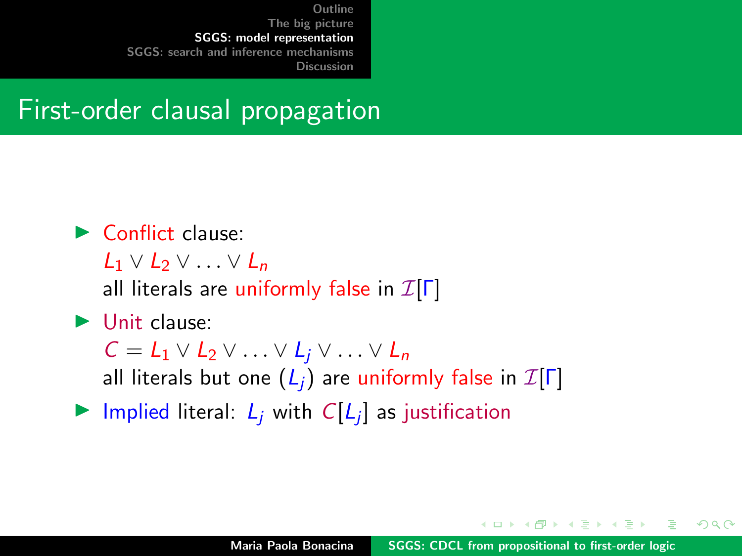# First-order clausal propagation

- Conflict clause:
  $L_1 \vee L_2 \vee \ldots \vee L_n$
  all literals are uniformly false in $\mathcal{I}[\Gamma]$
- Unit clause:
  $C = L_1 \vee L_2 \vee \ldots \vee L_j \vee \ldots \vee L_n$
  all literals but one ($L_j$) are uniformly false in $\mathcal{I}[\Gamma]$
- Implied literal: $L_j$ with $C[L_j]$ as justification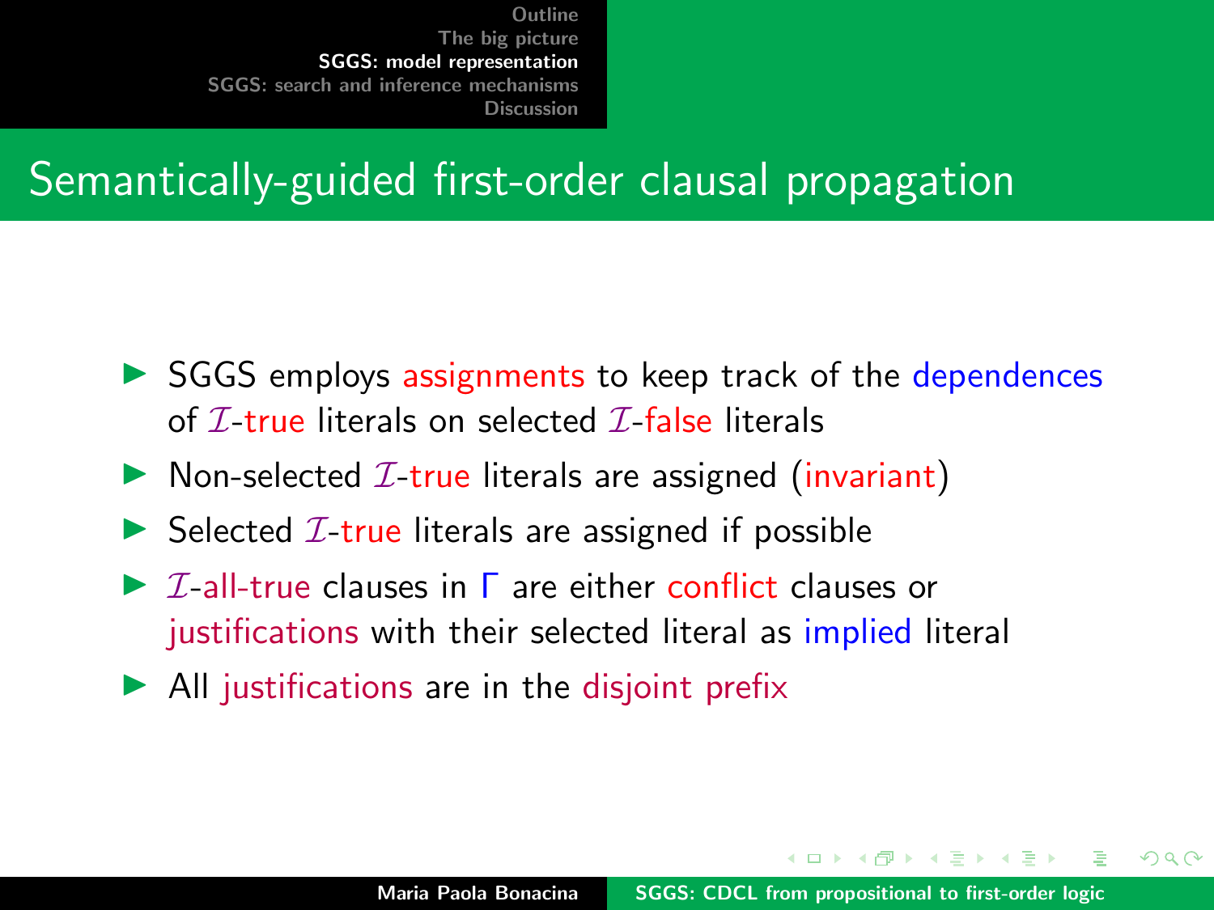# Semantically-guided first-order clausal propagation

- SGGS employs assignments to keep track of the dependences of $\mathcal{I}$-true literals on selected $\mathcal{I}$-false literals
- Non-selected $\mathcal{I}$-true literals are assigned (invariant)
- Selected $\mathcal{I}$-true literals are assigned if possible
- $\mathcal{I}$-all-true clauses in $\Gamma$ are either conflict clauses or justifications with their selected literal as implied literal
- All justifications are in the disjoint prefix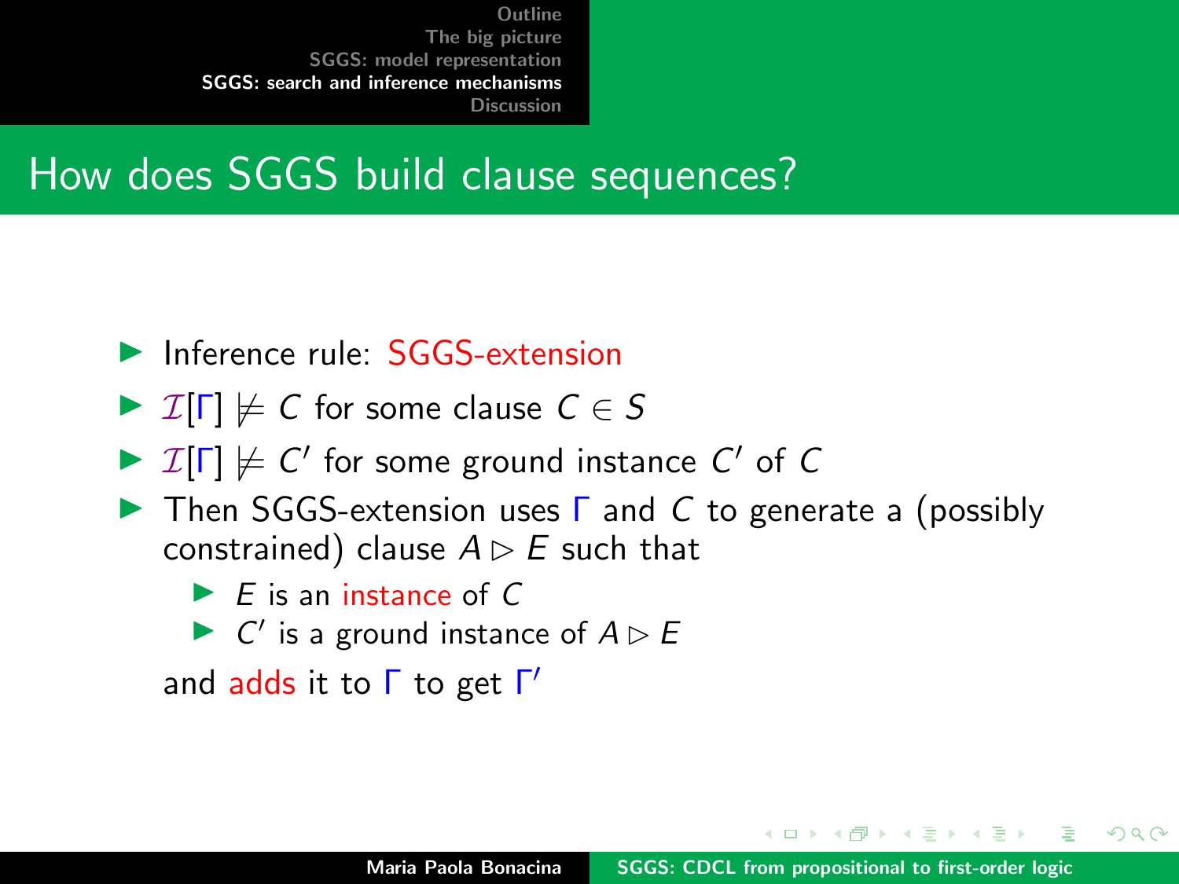# How does SGGS build clause sequences?

- Inference rule: SGGS-extension
- $\mathcal{I}[\Gamma] \not\models C$ for some clause $C \in S$
- $\mathcal{I}[\Gamma] \not\models C'$ for some ground instance $C'$ of $C$
- Then SGGS-extension uses $\Gamma$ and $C$ to generate a (possibly constrained) clause $A \rhd E$ such that
  - $E$ is an instance of $C$
  - $C'$ is a ground instance of $A \rhd E$

  and adds it to $\Gamma$ to get $\Gamma'$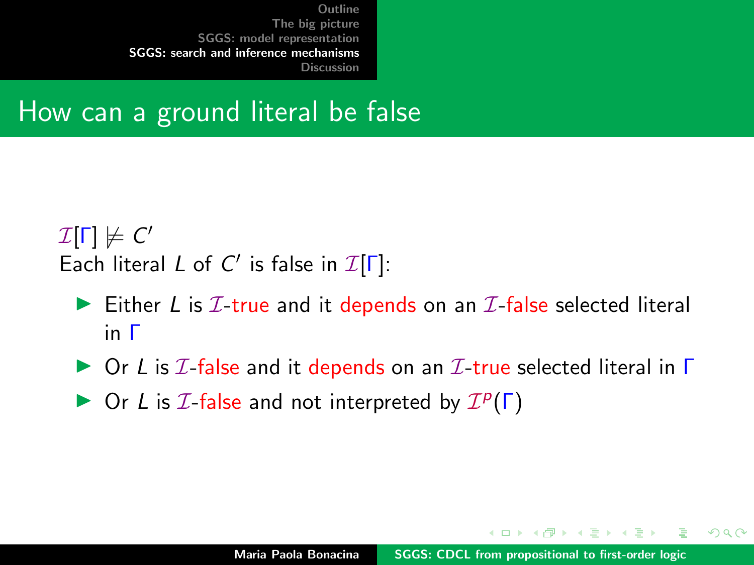# How can a ground literal be false

$\mathcal{I}[\Gamma] \not\models C'$

Each literal $L$ of $C'$ is false in $\mathcal{I}[\Gamma]$:

- Either $L$ is $\mathcal{I}$-true and it depends on an $\mathcal{I}$-false selected literal in $\Gamma$
- Or $L$ is $\mathcal{I}$-false and it depends on an $\mathcal{I}$-true selected literal in $\Gamma$
- Or $L$ is $\mathcal{I}$-false and not interpreted by $\mathcal{I}^p(\Gamma)$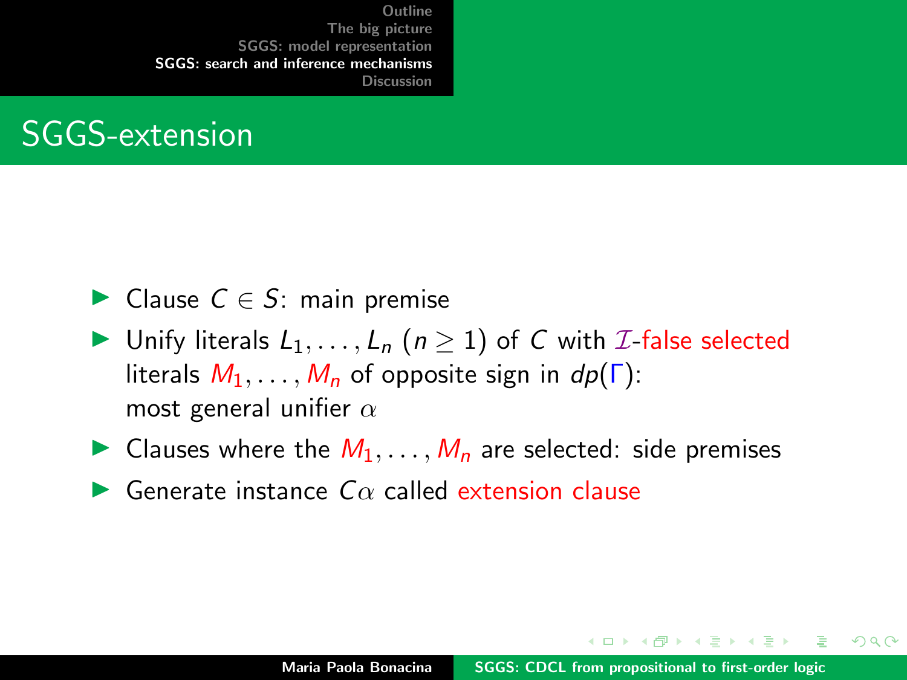# SGGS-extension

- Clause $C \in S$: main premise
- Unify literals $L_1, \ldots, L_n$ ($n \geq 1$) of $C$ with $\mathcal{I}$-false selected literals $M_1, \ldots, M_n$ of opposite sign in $dp(\Gamma)$: most general unifier $\alpha$
- Clauses where the $M_1, \ldots, M_n$ are selected: side premises
- Generate instance $C\alpha$ called extension clause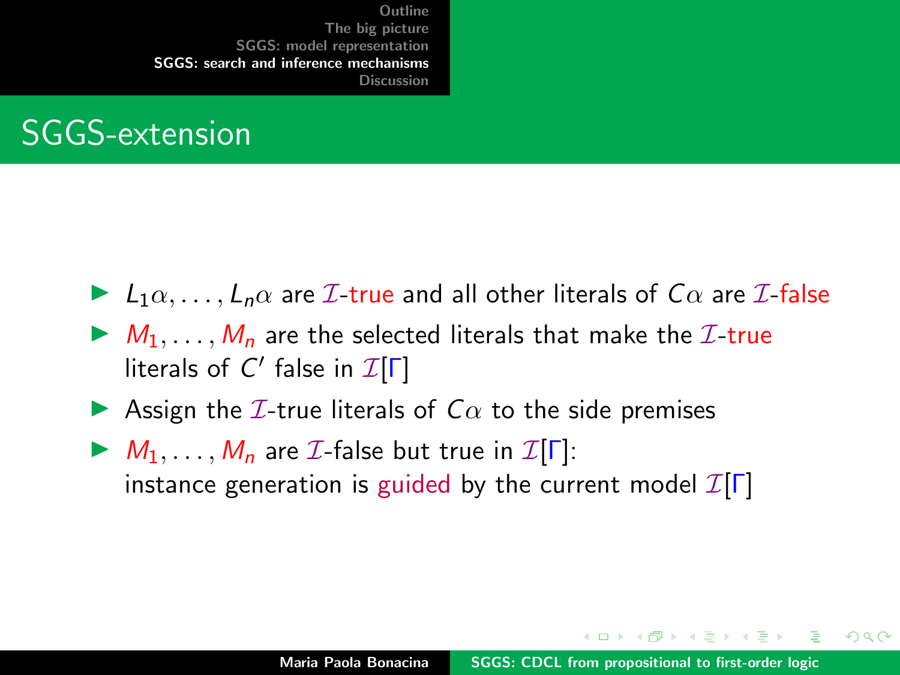# SGGS-extension

- $L_1\alpha, \ldots, L_n\alpha$ are $\mathcal{I}$-true and all other literals of $C\alpha$ are $\mathcal{I}$-false
- $M_1, \ldots, M_n$ are the selected literals that make the $\mathcal{I}$-true literals of $C'$ false in $\mathcal{I}[\Gamma]$
- Assign the $\mathcal{I}$-true literals of $C\alpha$ to the side premises
- $M_1, \ldots, M_n$ are $\mathcal{I}$-false but true in $\mathcal{I}[\Gamma]$: instance generation is guided by the current model $\mathcal{I}[\Gamma]$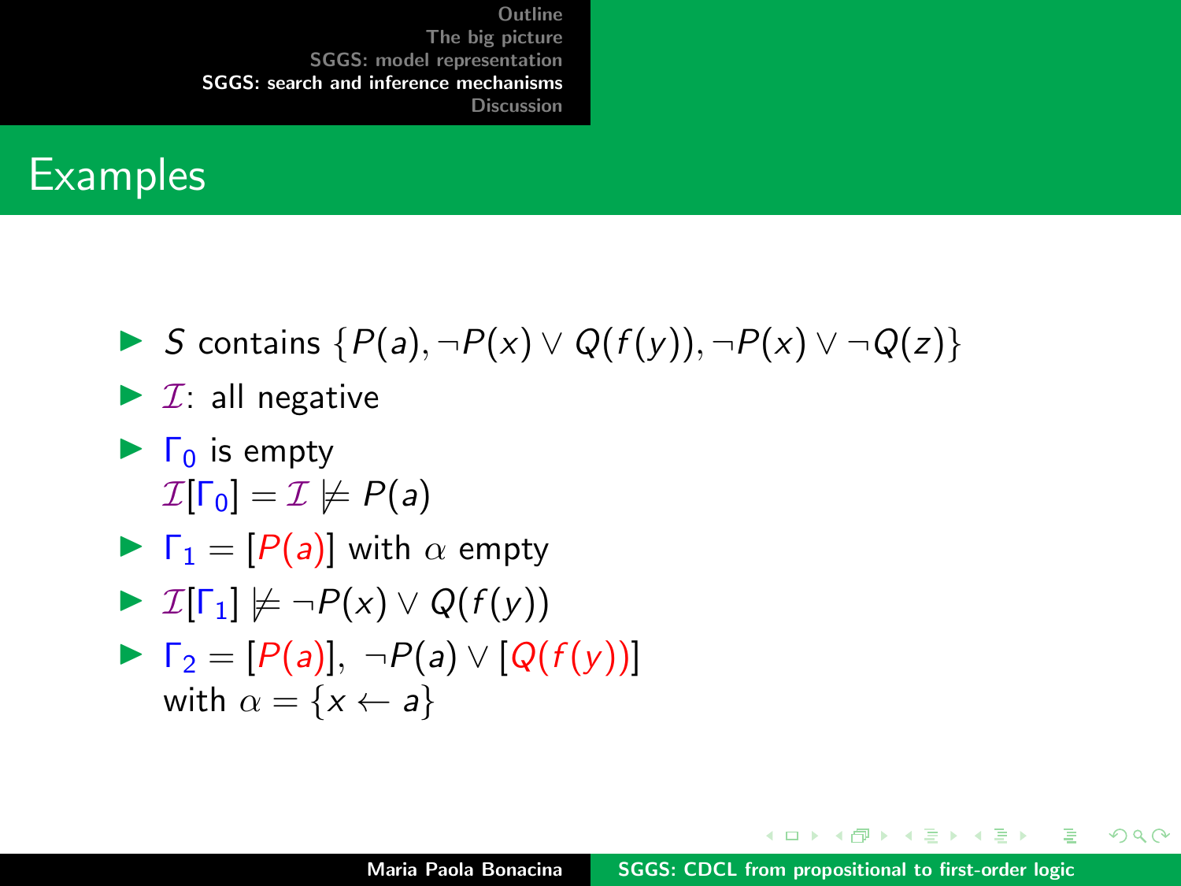# Examples

- $S$ contains $\{P(a), \neg P(x) \vee Q(f(y)), \neg P(x) \vee \neg Q(z)\}$
- $\mathcal{I}$: all negative
- $\Gamma_0$ is empty
  $\mathcal{I}[\Gamma_0] = \mathcal{I} \not\models P(a)$
- $\Gamma_1 = [P(a)]$ with $\alpha$ empty
- $\mathcal{I}[\Gamma_1] \not\models \neg P(x) \vee Q(f(y))$
- $\Gamma_2 = [P(a)],\ \neg P(a) \vee [Q(f(y))]$
  with $\alpha = \{x \leftarrow a\}$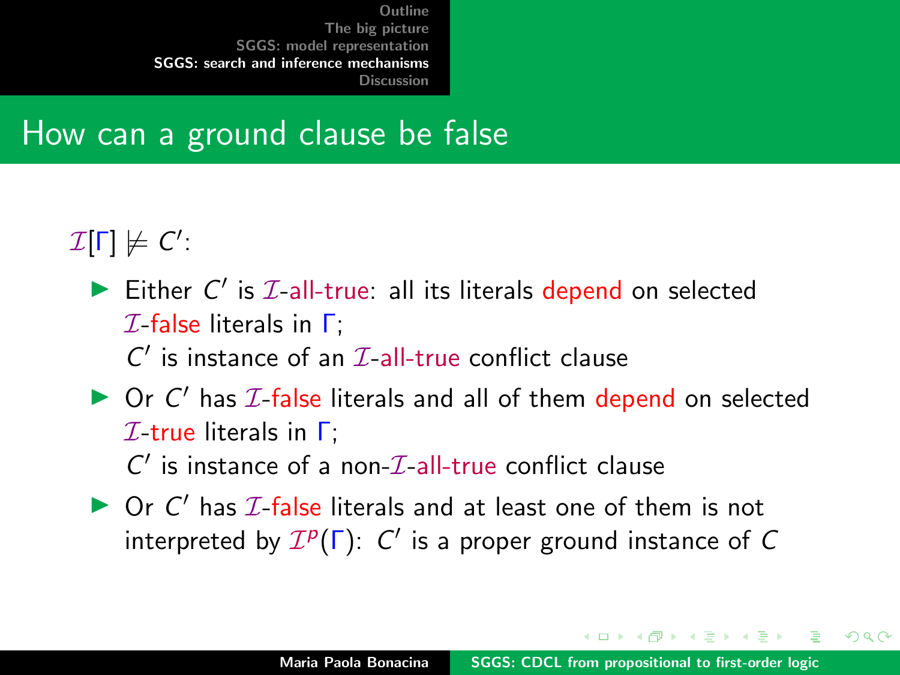# How can a ground clause be false

$\mathcal{I}[\Gamma] \not\models C'$:

- Either $C'$ is $\mathcal{I}$-all-true: all its literals depend on selected $\mathcal{I}$-false literals in $\Gamma$;
  $C'$ is instance of an $\mathcal{I}$-all-true conflict clause
- Or $C'$ has $\mathcal{I}$-false literals and all of them depend on selected $\mathcal{I}$-true literals in $\Gamma$;
  $C'$ is instance of a non-$\mathcal{I}$-all-true conflict clause
- Or $C'$ has $\mathcal{I}$-false literals and at least one of them is not interpreted by $\mathcal{I}^p(\Gamma)$: $C'$ is a proper ground instance of $C$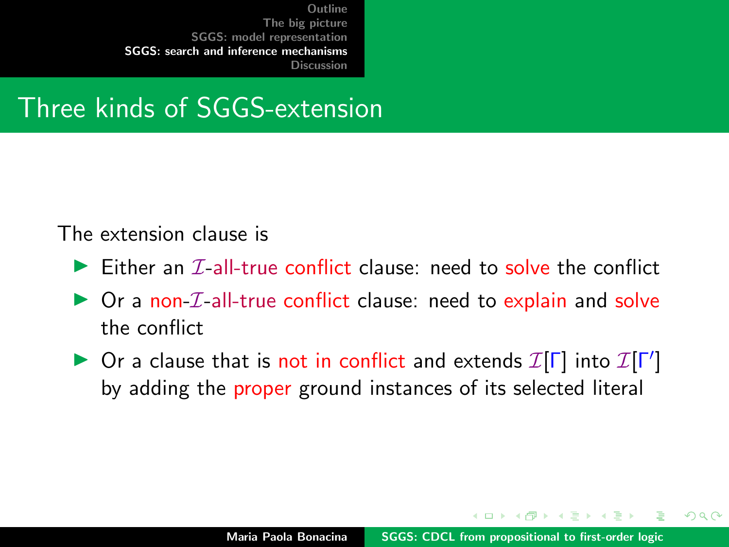# Three kinds of SGGS-extension

The extension clause is

- Either an $\mathcal{I}$-all-true conflict clause: need to solve the conflict
- Or a non-$\mathcal{I}$-all-true conflict clause: need to explain and solve the conflict
- Or a clause that is not in conflict and extends $\mathcal{I}[\Gamma]$ into $\mathcal{I}[\Gamma']$ by adding the proper ground instances of its selected literal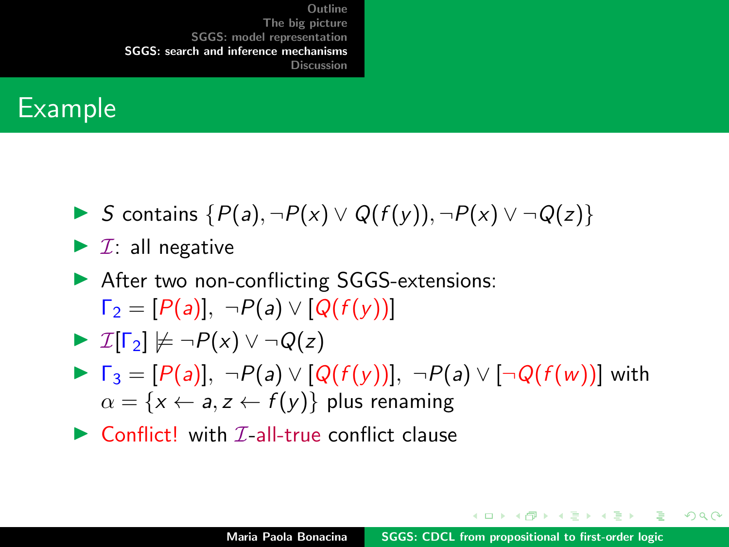## Example

- $S$ contains $\{P(a), \neg P(x) \vee Q(f(y)), \neg P(x) \vee \neg Q(z)\}$
- $\mathcal{I}$: all negative
- After two non-conflicting SGGS-extensions:
  $\Gamma_2 = [P(a)],\ \neg P(a) \vee [Q(f(y))]$
- $\mathcal{I}[\Gamma_2] \not\models \neg P(x) \vee \neg Q(z)$
- $\Gamma_3 = [P(a)],\ \neg P(a) \vee [Q(f(y))],\ \neg P(a) \vee [\neg Q(f(w))]$ with $\alpha = \{x \leftarrow a, z \leftarrow f(y)\}$ plus renaming
- Conflict! with $\mathcal{I}$-all-true conflict clause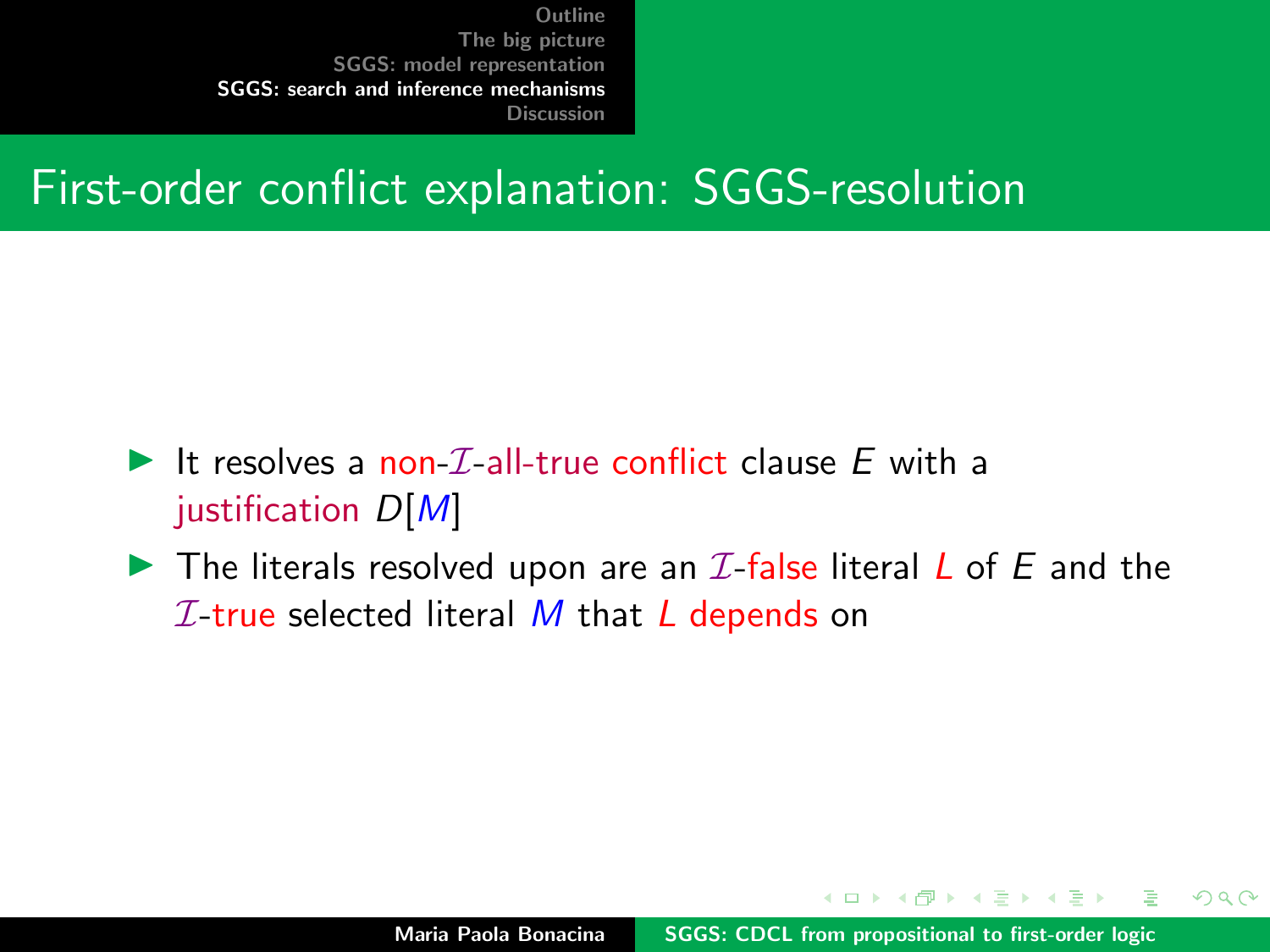# First-order conflict explanation: SGGS-resolution

- It resolves a non-$\mathcal{I}$-all-true conflict clause $E$ with a justification $D[M]$
- The literals resolved upon are an $\mathcal{I}$-false literal $L$ of $E$ and the $\mathcal{I}$-true selected literal $M$ that $L$ depends on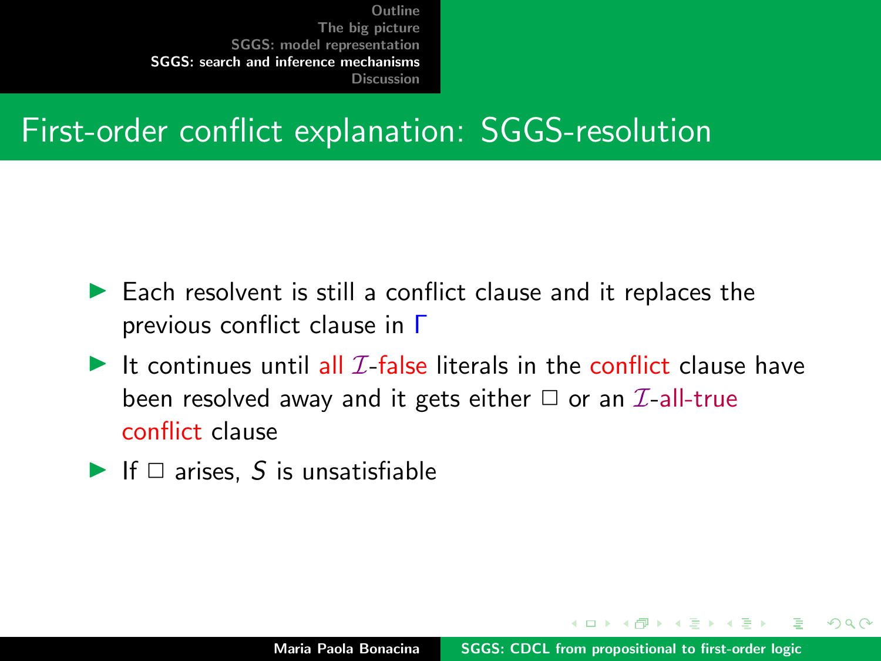## First-order conflict explanation: SGGS-resolution

- Each resolvent is still a conflict clause and it replaces the previous conflict clause in $\Gamma$
- It continues until all $\mathcal{I}$-false literals in the conflict clause have been resolved away and it gets either $\square$ or an $\mathcal{I}$-all-true conflict clause
- If $\square$ arises, $S$ is unsatisfiable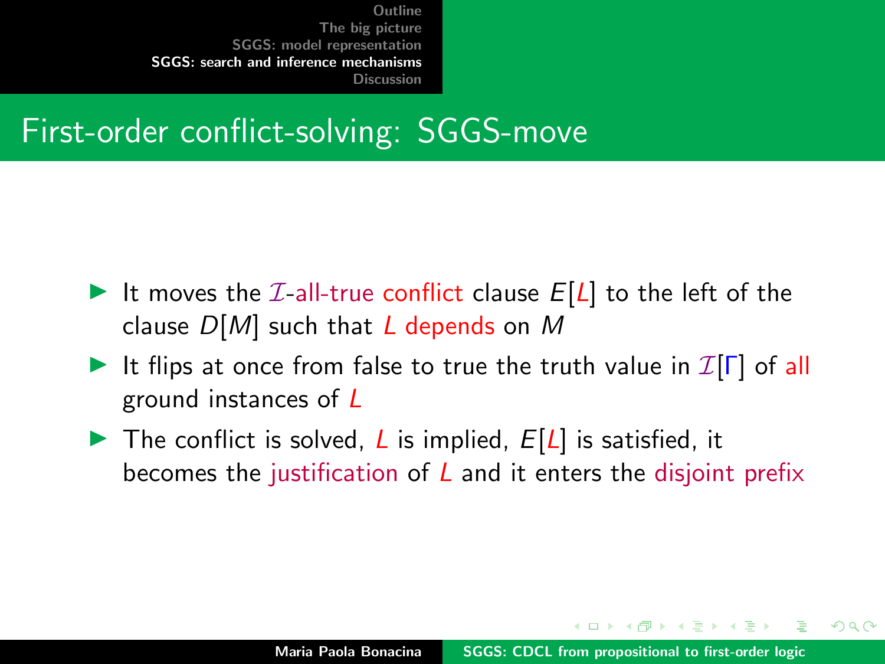# First-order conflict-solving: SGGS-move

- It moves the $\mathcal{I}$-all-true conflict clause $E[L]$ to the left of the clause $D[M]$ such that $L$ depends on $M$
- It flips at once from false to true the truth value in $\mathcal{I}[\Gamma]$ of all ground instances of $L$
- The conflict is solved, $L$ is implied, $E[L]$ is satisfied, it becomes the justification of $L$ and it enters the disjoint prefix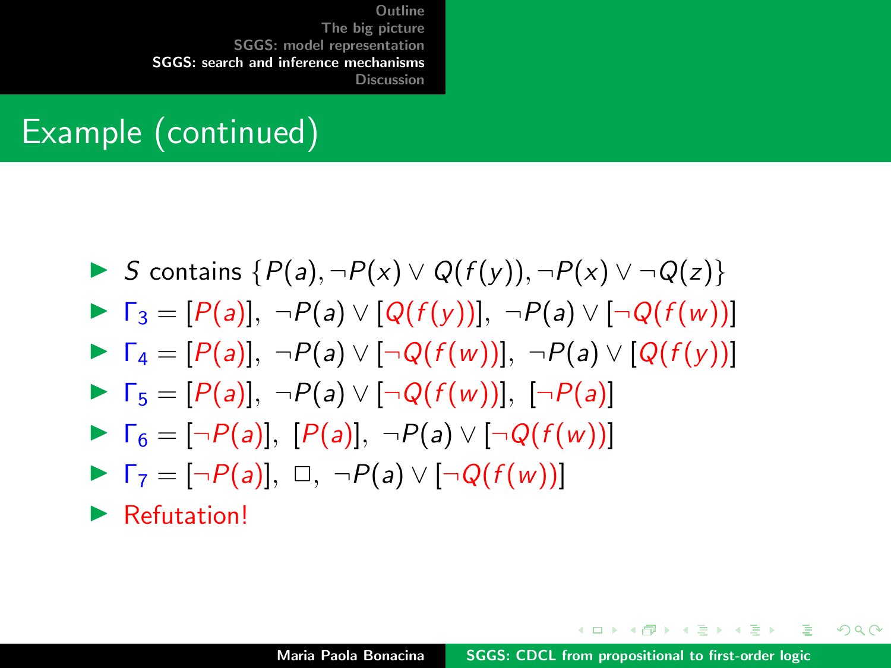# Example (continued)

- $S$ contains $\{P(a), \neg P(x) \vee Q(f(y)), \neg P(x) \vee \neg Q(z)\}$
- $\Gamma_3 = [P(a)],\ \neg P(a) \vee [Q(f(y))],\ \neg P(a) \vee [\neg Q(f(w))]$
- $\Gamma_4 = [P(a)],\ \neg P(a) \vee [\neg Q(f(w))],\ \neg P(a) \vee [Q(f(y))]$
- $\Gamma_5 = [P(a)],\ \neg P(a) \vee [\neg Q(f(w))],\ [\neg P(a)]$
- $\Gamma_6 = [\neg P(a)],\ [P(a)],\ \neg P(a) \vee [\neg Q(f(w))]$
- $\Gamma_7 = [\neg P(a)],\ \square,\ \neg P(a) \vee [\neg Q(f(w))]$
- Refutation!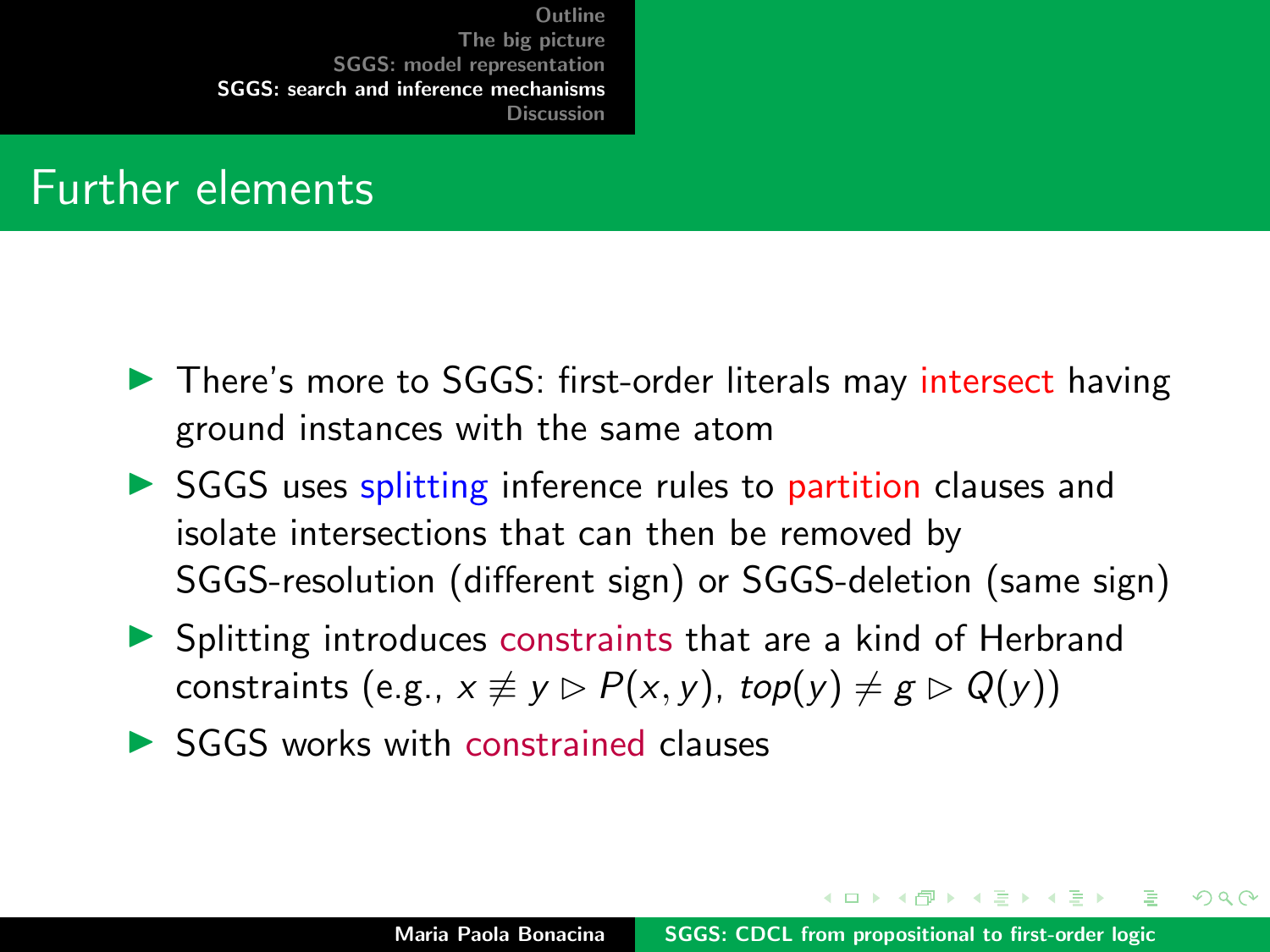# Further elements

- There's more to SGGS: first-order literals may intersect having ground instances with the same atom
- SGGS uses splitting inference rules to partition clauses and isolate intersections that can then be removed by SGGS-resolution (different sign) or SGGS-deletion (same sign)
- Splitting introduces constraints that are a kind of Herbrand constraints (e.g., $x \not\equiv y \rhd P(x, y)$, $top(y) \neq g \rhd Q(y)$)
- SGGS works with constrained clauses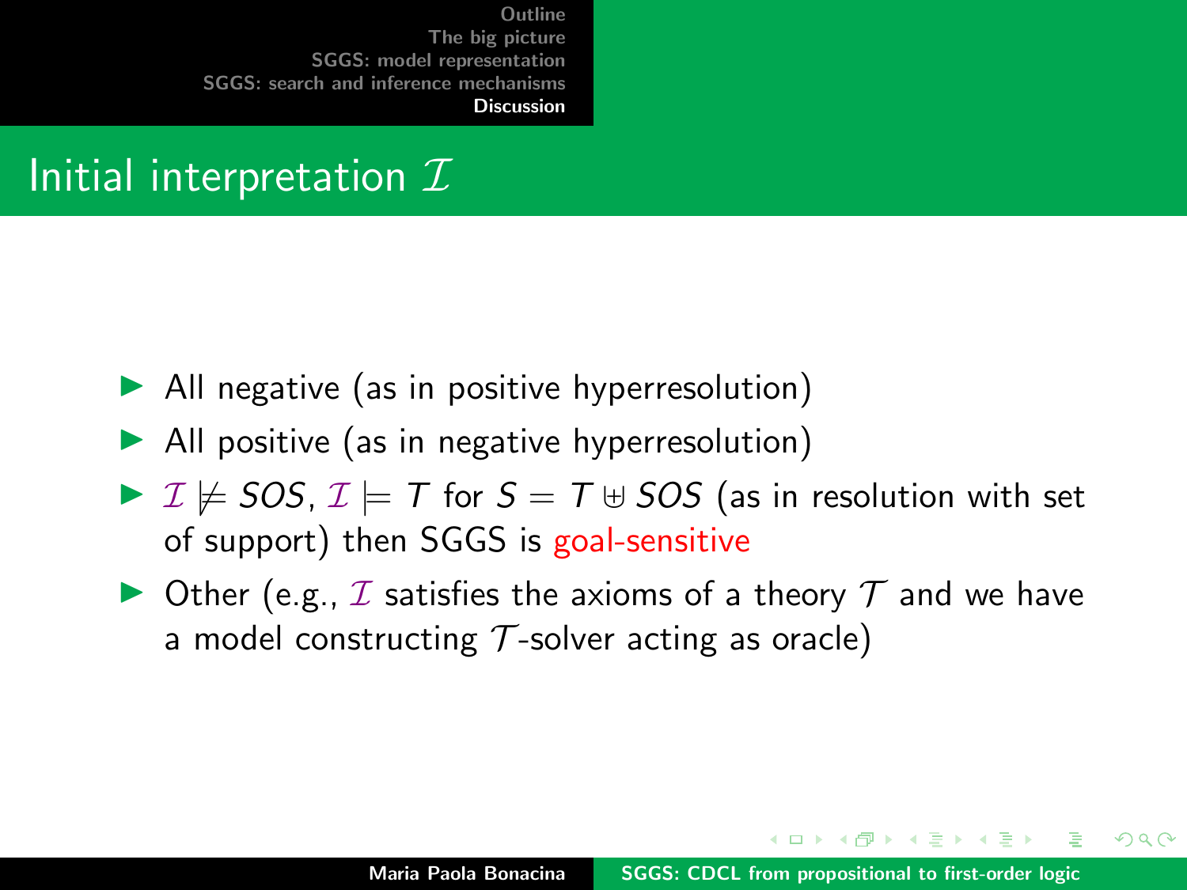# Initial interpretation $\mathcal{I}$

- All negative (as in positive hyperresolution)
- All positive (as in negative hyperresolution)
- $\mathcal{I} \not\models SOS$, $\mathcal{I} \models T$ for $S = T \uplus SOS$ (as in resolution with set of support) then SGGS is goal-sensitive
- Other (e.g., $\mathcal{I}$ satisfies the axioms of a theory $\mathcal{T}$ and we have a model constructing $\mathcal{T}$-solver acting as oracle)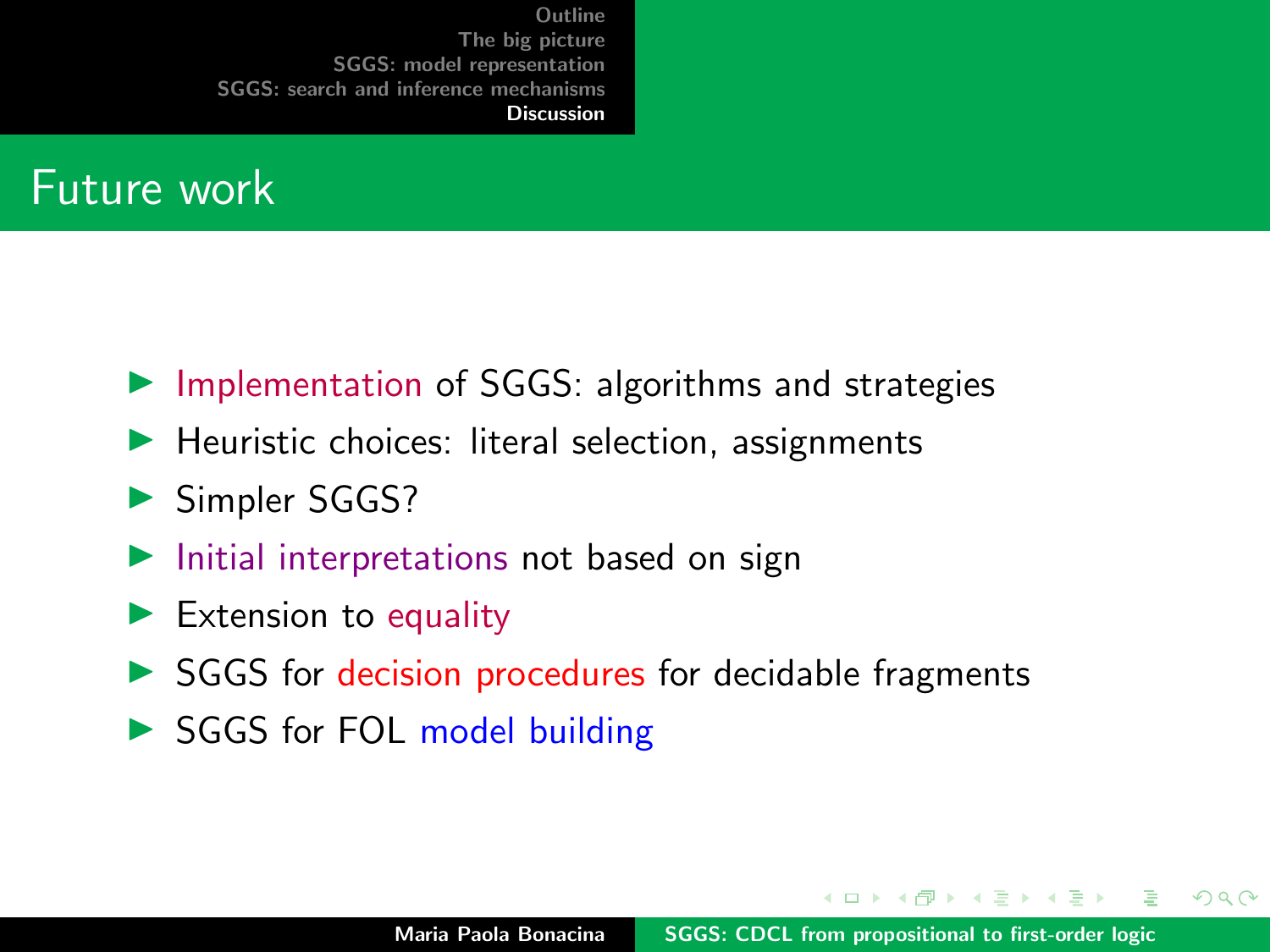## Future work

- Implementation of SGGS: algorithms and strategies
- Heuristic choices: literal selection, assignments
- Simpler SGGS?
- Initial interpretations not based on sign
- Extension to equality
- SGGS for decision procedures for decidable fragments
- SGGS for FOL model building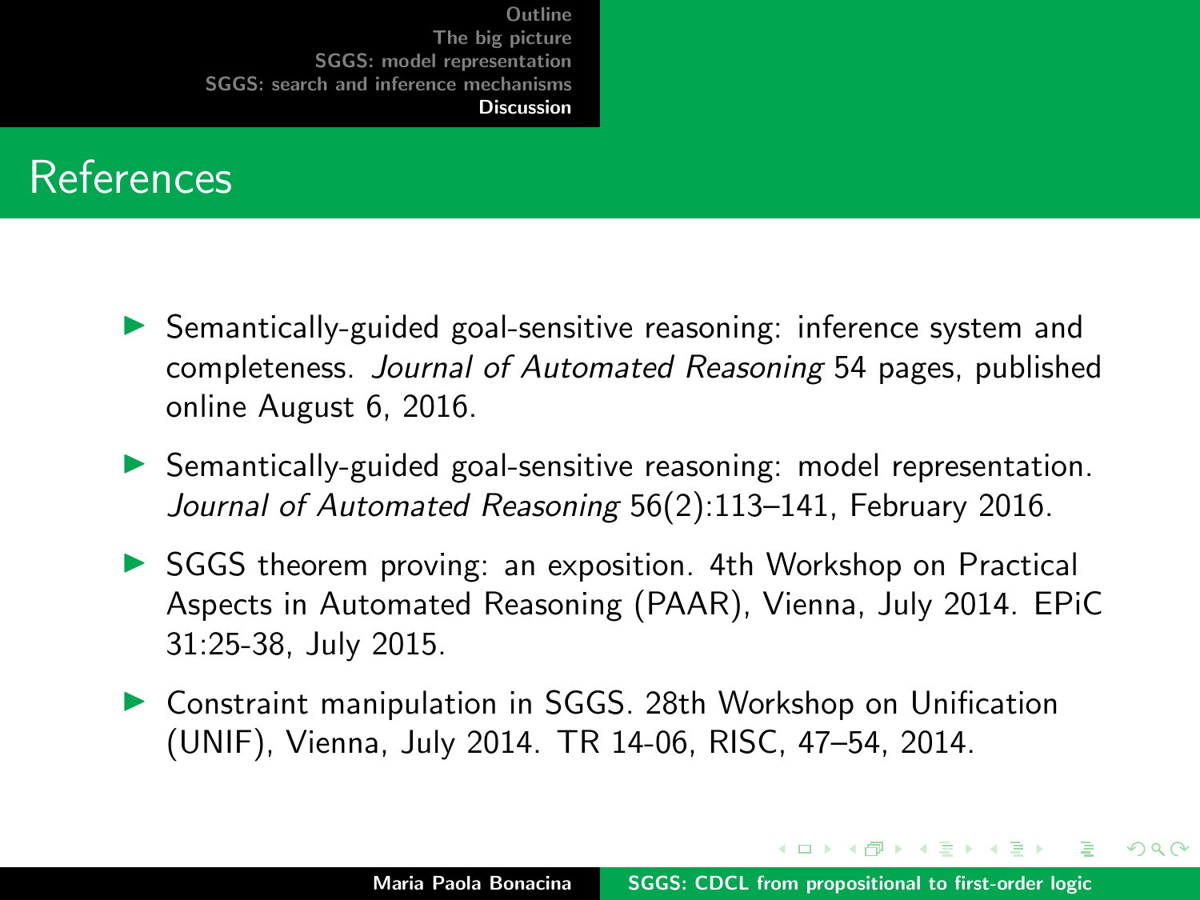## References

- Semantically-guided goal-sensitive reasoning: inference system and completeness. *Journal of Automated Reasoning* 54 pages, published online August 6, 2016.
- Semantically-guided goal-sensitive reasoning: model representation. *Journal of Automated Reasoning* 56(2):113–141, February 2016.
- SGGS theorem proving: an exposition. 4th Workshop on Practical Aspects in Automated Reasoning (PAAR), Vienna, July 2014. EPiC 31:25-38, July 2015.
- Constraint manipulation in SGGS. 28th Workshop on Unification (UNIF), Vienna, July 2014. TR 14-06, RISC, 47–54, 2014.